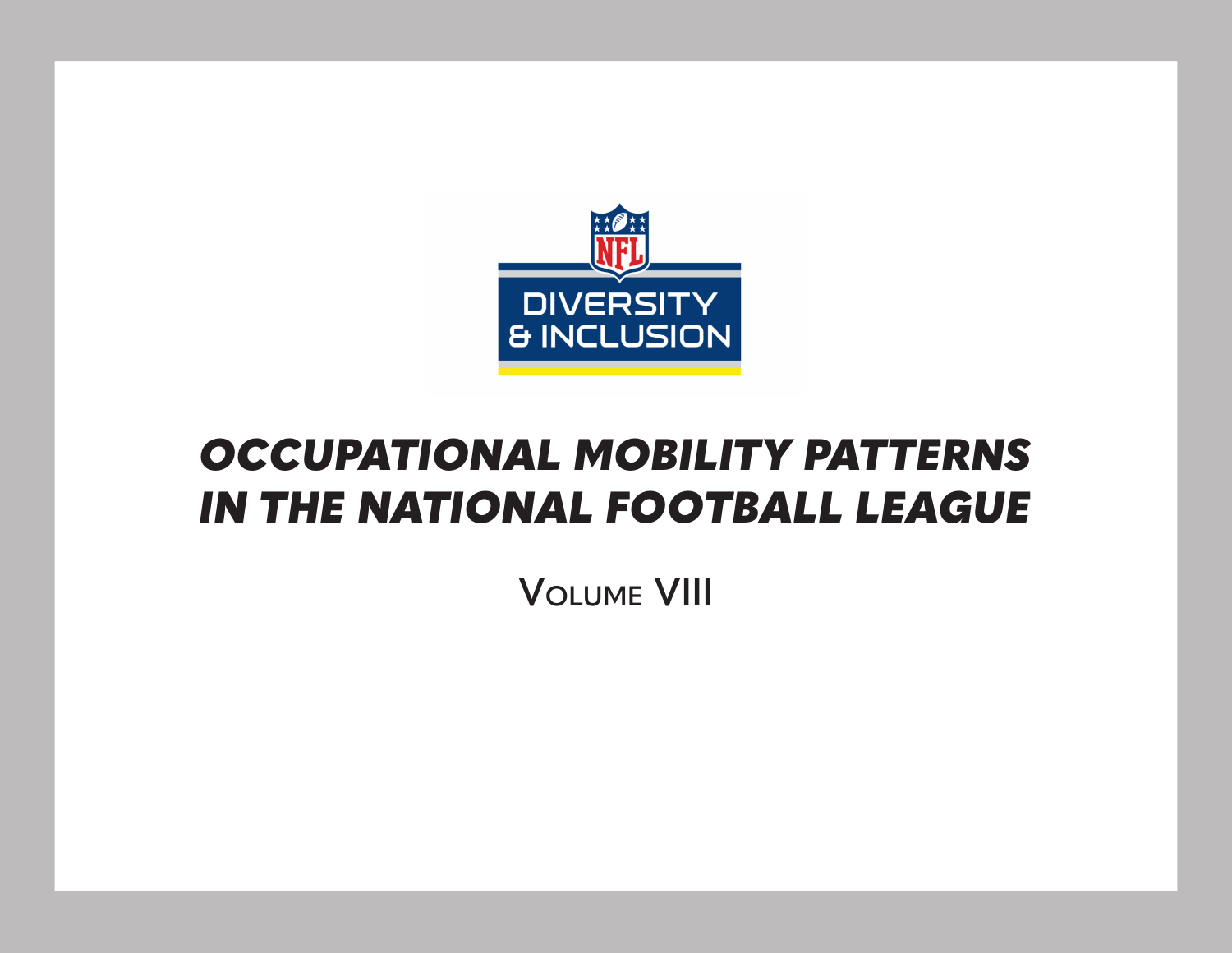NFL

DIVERSITY & INCLUSION

# *OCCUPATIONAL MOBILITY PATTERNS IN THE NATIONAL FOOTBALL LEAGUE*

## Volume VIII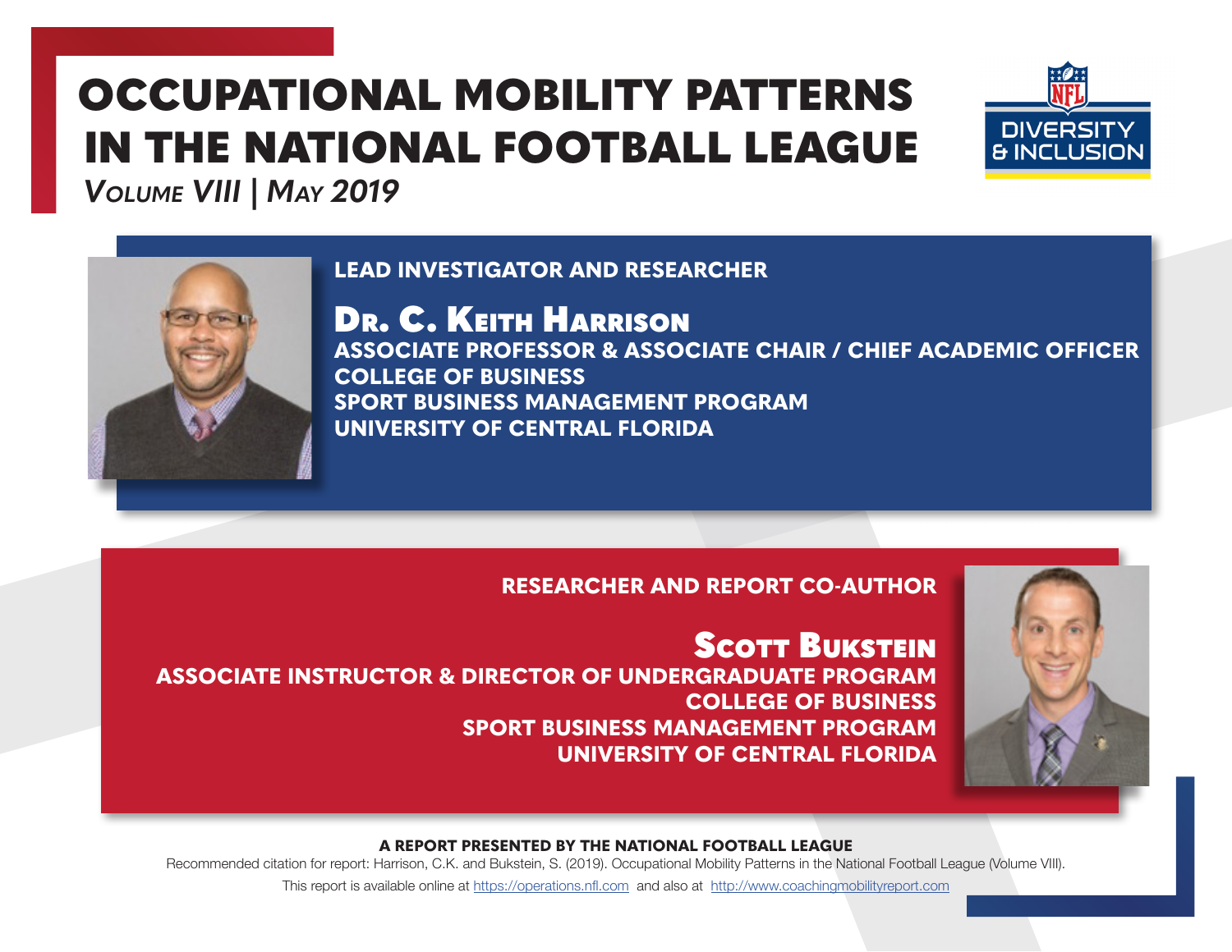# OCCUPATIONAL MOBILITY PATTERNS IN THE NATIONAL FOOTBALL LEAGUE

*Volume VIII | May 2019*

DIVERSITY & INCLUSION

## LEAD INVESTIGATOR AND RESEARCHER

### Dr. C. Keith Harrison

**ASSOCIATE PROFESSOR & ASSOCIATE CHAIR / CHIEF ACADEMIC OFFICER**
**COLLEGE OF BUSINESS**
**SPORT BUSINESS MANAGEMENT PROGRAM**
**UNIVERSITY OF CENTRAL FLORIDA**

## RESEARCHER AND REPORT CO-AUTHOR

### Scott Bukstein

**ASSOCIATE INSTRUCTOR & DIRECTOR OF UNDERGRADUATE PROGRAM**
**COLLEGE OF BUSINESS**
**SPORT BUSINESS MANAGEMENT PROGRAM**
**UNIVERSITY OF CENTRAL FLORIDA**

**A REPORT PRESENTED BY THE NATIONAL FOOTBALL LEAGUE**

Recommended citation for report: Harrison, C.K. and Bukstein, S. (2019). Occupational Mobility Patterns in the National Football League (Volume VIII).

This report is available online at https://operations.nfl.com and also at http://www.coachingmobilityreport.com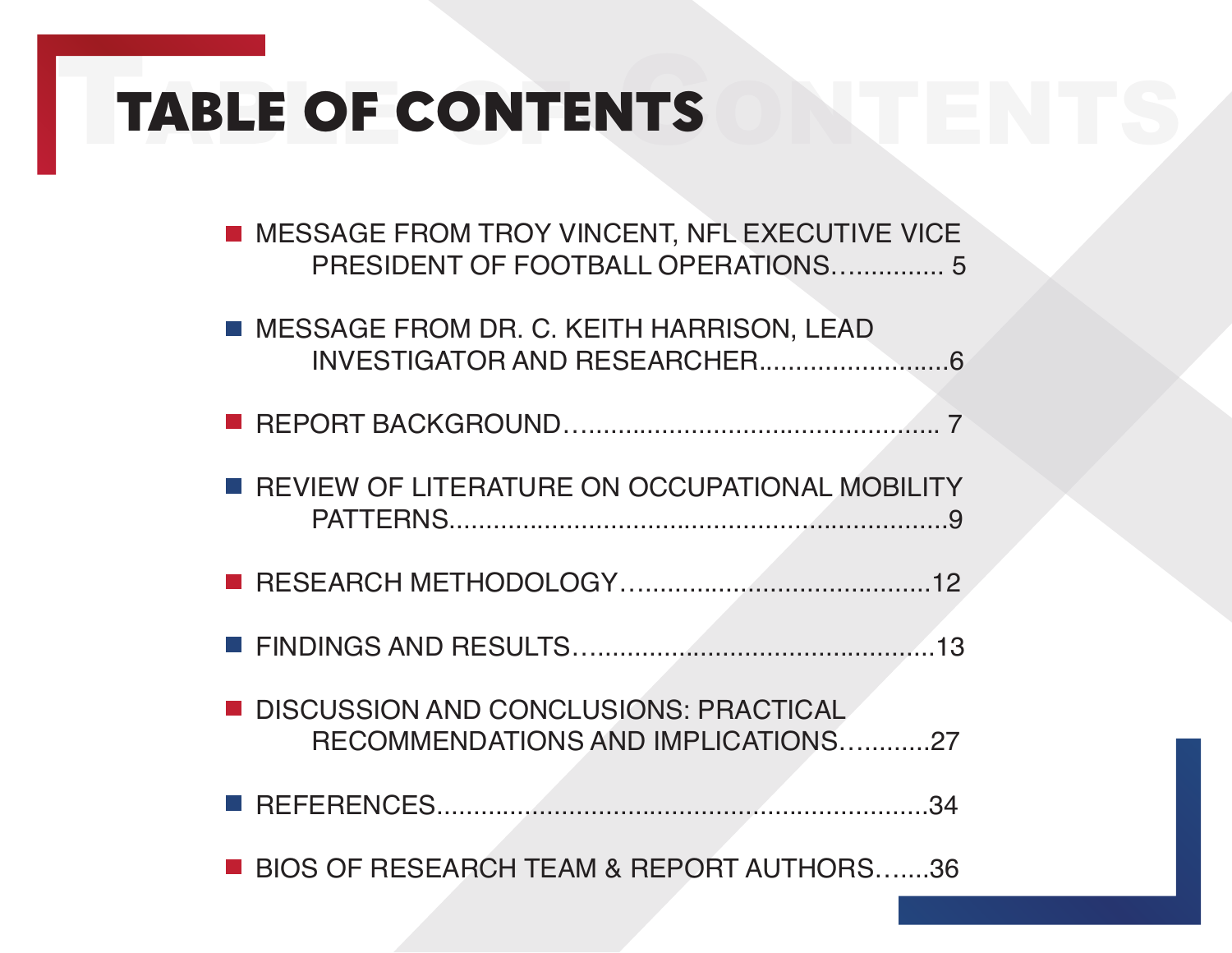# TABLE OF CONTENTS

- MESSAGE FROM TROY VINCENT, NFL EXECUTIVE VICE PRESIDENT OF FOOTBALL OPERATIONS…............ 5
- MESSAGE FROM DR. C. KEITH HARRISON, LEAD INVESTIGATOR AND RESEARCHER.........................6
- REPORT BACKGROUND…................................................ 7
- REVIEW OF LITERATURE ON OCCUPATIONAL MOBILITY PATTERNS..................................................................9
- RESEARCH METHODOLOGY…......................................12
- FINDINGS AND RESULTS…..............................................13
- DISCUSSION AND CONCLUSIONS: PRACTICAL RECOMMENDATIONS AND IMPLICATIONS…..........27
- REFERENCES.................................................................34
- BIOS OF RESEARCH TEAM & REPORT AUTHORS…....36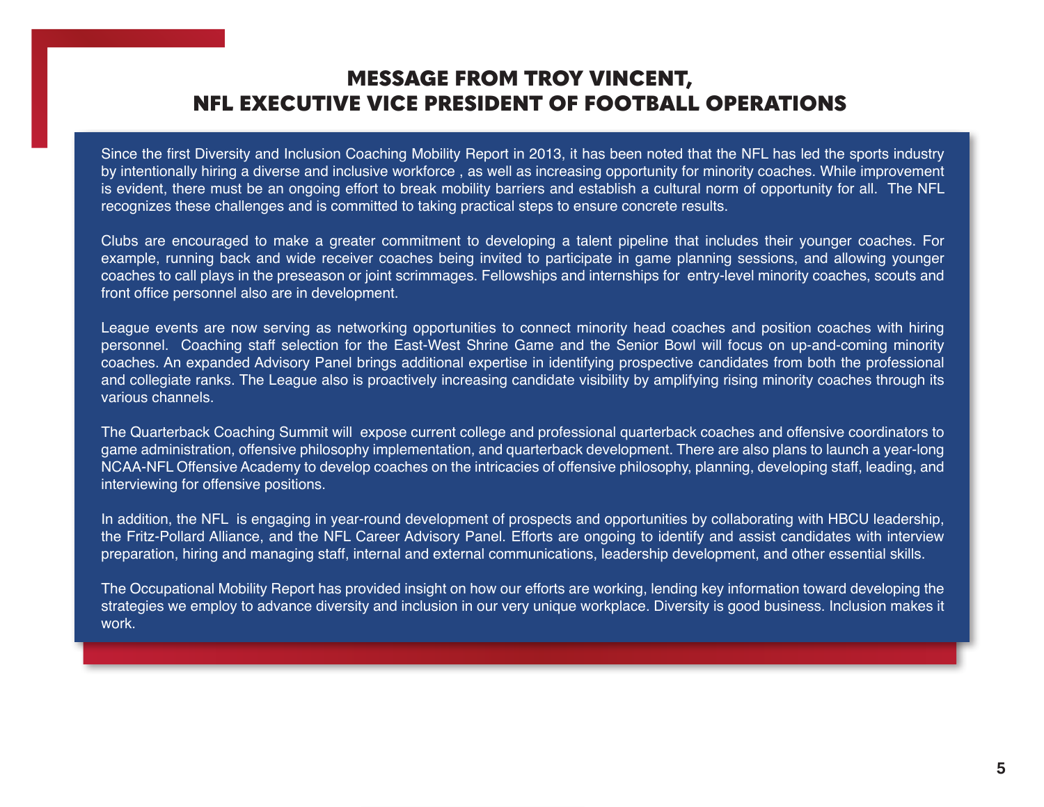# MESSAGE FROM TROY VINCENT, NFL EXECUTIVE VICE PRESIDENT OF FOOTBALL OPERATIONS

Since the first Diversity and Inclusion Coaching Mobility Report in 2013, it has been noted that the NFL has led the sports industry by intentionally hiring a diverse and inclusive workforce , as well as increasing opportunity for minority coaches. While improvement is evident, there must be an ongoing effort to break mobility barriers and establish a cultural norm of opportunity for all. The NFL recognizes these challenges and is committed to taking practical steps to ensure concrete results.

Clubs are encouraged to make a greater commitment to developing a talent pipeline that includes their younger coaches. For example, running back and wide receiver coaches being invited to participate in game planning sessions, and allowing younger coaches to call plays in the preseason or joint scrimmages. Fellowships and internships for entry-level minority coaches, scouts and front office personnel also are in development.

League events are now serving as networking opportunities to connect minority head coaches and position coaches with hiring personnel. Coaching staff selection for the East-West Shrine Game and the Senior Bowl will focus on up-and-coming minority coaches. An expanded Advisory Panel brings additional expertise in identifying prospective candidates from both the professional and collegiate ranks. The League also is proactively increasing candidate visibility by amplifying rising minority coaches through its various channels.

The Quarterback Coaching Summit will expose current college and professional quarterback coaches and offensive coordinators to game administration, offensive philosophy implementation, and quarterback development. There are also plans to launch a year-long NCAA-NFL Offensive Academy to develop coaches on the intricacies of offensive philosophy, planning, developing staff, leading, and interviewing for offensive positions.

In addition, the NFL is engaging in year-round development of prospects and opportunities by collaborating with HBCU leadership, the Fritz-Pollard Alliance, and the NFL Career Advisory Panel. Efforts are ongoing to identify and assist candidates with interview preparation, hiring and managing staff, internal and external communications, leadership development, and other essential skills.

The Occupational Mobility Report has provided insight on how our efforts are working, lending key information toward developing the strategies we employ to advance diversity and inclusion in our very unique workplace. Diversity is good business. Inclusion makes it work.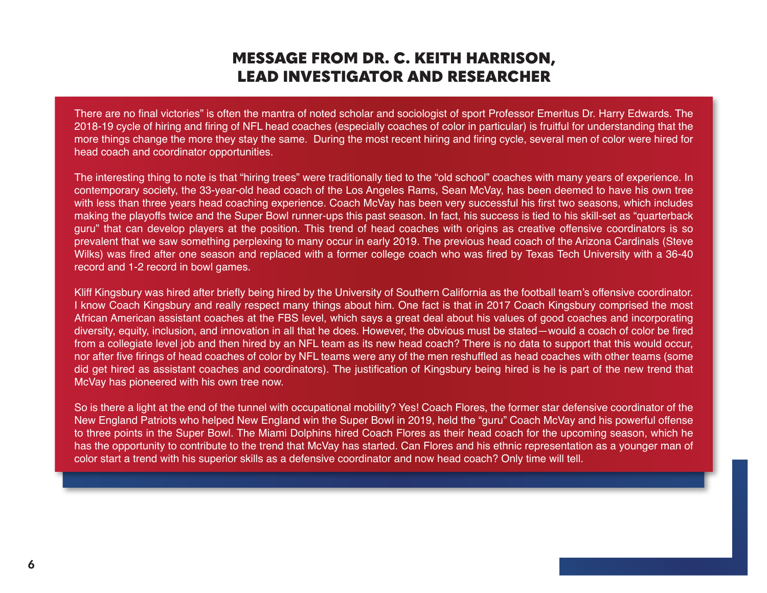# MESSAGE FROM DR. C. KEITH HARRISON, LEAD INVESTIGATOR AND RESEARCHER

There are no final victories" is often the mantra of noted scholar and sociologist of sport Professor Emeritus Dr. Harry Edwards. The 2018-19 cycle of hiring and firing of NFL head coaches (especially coaches of color in particular) is fruitful for understanding that the more things change the more they stay the same. During the most recent hiring and firing cycle, several men of color were hired for head coach and coordinator opportunities.

The interesting thing to note is that "hiring trees" were traditionally tied to the "old school" coaches with many years of experience. In contemporary society, the 33-year-old head coach of the Los Angeles Rams, Sean McVay, has been deemed to have his own tree with less than three years head coaching experience. Coach McVay has been very successful his first two seasons, which includes making the playoffs twice and the Super Bowl runner-ups this past season. In fact, his success is tied to his skill-set as "quarterback guru" that can develop players at the position. This trend of head coaches with origins as creative offensive coordinators is so prevalent that we saw something perplexing to many occur in early 2019. The previous head coach of the Arizona Cardinals (Steve Wilks) was fired after one season and replaced with a former college coach who was fired by Texas Tech University with a 36-40 record and 1-2 record in bowl games.

Kliff Kingsbury was hired after briefly being hired by the University of Southern California as the football team's offensive coordinator. I know Coach Kingsbury and really respect many things about him. One fact is that in 2017 Coach Kingsbury comprised the most African American assistant coaches at the FBS level, which says a great deal about his values of good coaches and incorporating diversity, equity, inclusion, and innovation in all that he does. However, the obvious must be stated—would a coach of color be fired from a collegiate level job and then hired by an NFL team as its new head coach? There is no data to support that this would occur, nor after five firings of head coaches of color by NFL teams were any of the men reshuffled as head coaches with other teams (some did get hired as assistant coaches and coordinators). The justification of Kingsbury being hired is he is part of the new trend that McVay has pioneered with his own tree now.

So is there a light at the end of the tunnel with occupational mobility? Yes! Coach Flores, the former star defensive coordinator of the New England Patriots who helped New England win the Super Bowl in 2019, held the "guru" Coach McVay and his powerful offense to three points in the Super Bowl. The Miami Dolphins hired Coach Flores as their head coach for the upcoming season, which he has the opportunity to contribute to the trend that McVay has started. Can Flores and his ethnic representation as a younger man of color start a trend with his superior skills as a defensive coordinator and now head coach? Only time will tell.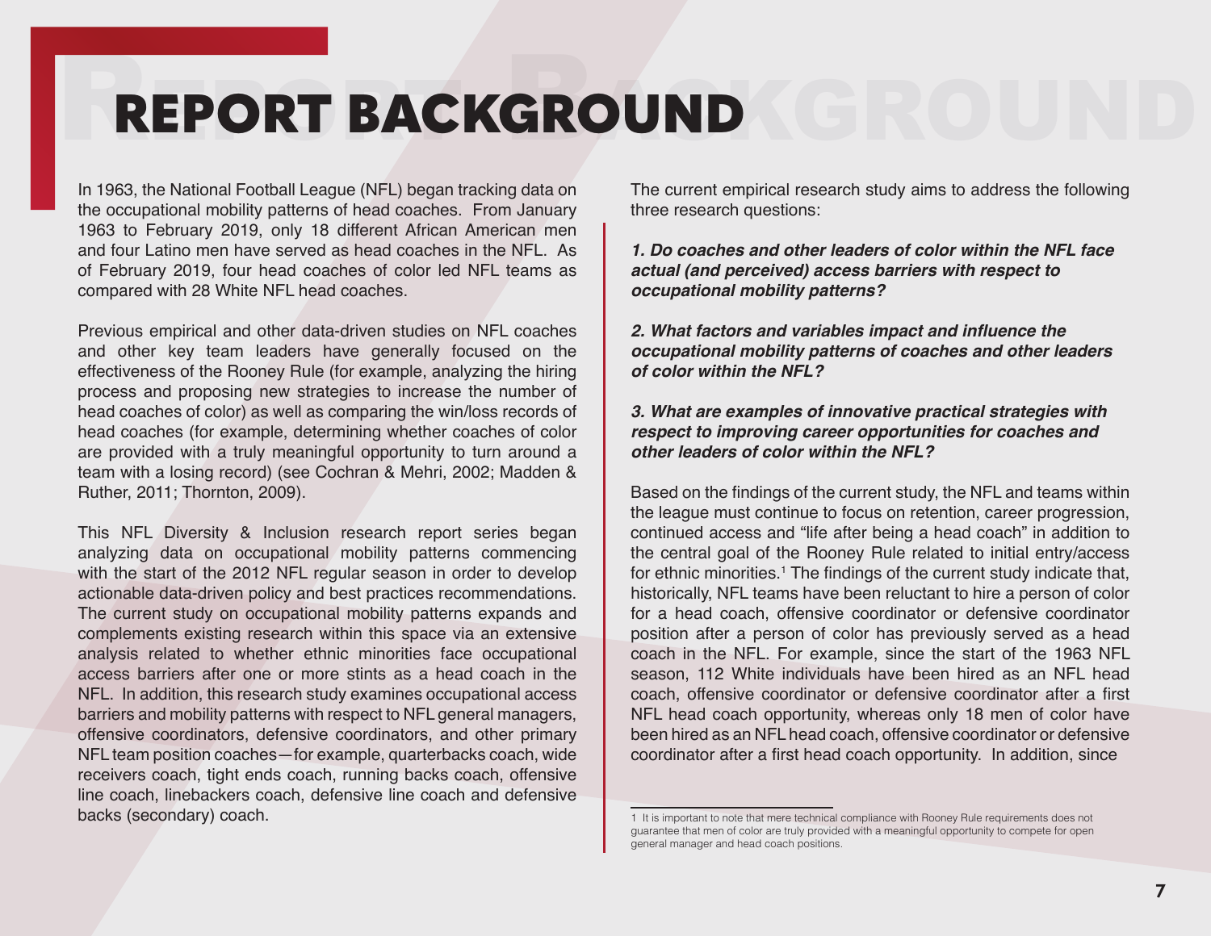# REPORT BACKGROUND

In 1963, the National Football League (NFL) began tracking data on the occupational mobility patterns of head coaches. From January 1963 to February 2019, only 18 different African American men and four Latino men have served as head coaches in the NFL. As of February 2019, four head coaches of color led NFL teams as compared with 28 White NFL head coaches.

Previous empirical and other data-driven studies on NFL coaches and other key team leaders have generally focused on the effectiveness of the Rooney Rule (for example, analyzing the hiring process and proposing new strategies to increase the number of head coaches of color) as well as comparing the win/loss records of head coaches (for example, determining whether coaches of color are provided with a truly meaningful opportunity to turn around a team with a losing record) (see Cochran & Mehri, 2002; Madden & Ruther, 2011; Thornton, 2009).

This NFL Diversity & Inclusion research report series began analyzing data on occupational mobility patterns commencing with the start of the 2012 NFL regular season in order to develop actionable data-driven policy and best practices recommendations. The current study on occupational mobility patterns expands and complements existing research within this space via an extensive analysis related to whether ethnic minorities face occupational access barriers after one or more stints as a head coach in the NFL. In addition, this research study examines occupational access barriers and mobility patterns with respect to NFL general managers, offensive coordinators, defensive coordinators, and other primary NFL team position coaches—for example, quarterbacks coach, wide receivers coach, tight ends coach, running backs coach, offensive line coach, linebackers coach, defensive line coach and defensive backs (secondary) coach.

The current empirical research study aims to address the following three research questions:

***1. Do coaches and other leaders of color within the NFL face actual (and perceived) access barriers with respect to occupational mobility patterns?***

***2. What factors and variables impact and influence the occupational mobility patterns of coaches and other leaders of color within the NFL?***

***3. What are examples of innovative practical strategies with respect to improving career opportunities for coaches and other leaders of color within the NFL?***

Based on the findings of the current study, the NFL and teams within the league must continue to focus on retention, career progression, continued access and "life after being a head coach" in addition to the central goal of the Rooney Rule related to initial entry/access for ethnic minorities.[1] The findings of the current study indicate that, historically, NFL teams have been reluctant to hire a person of color for a head coach, offensive coordinator or defensive coordinator position after a person of color has previously served as a head coach in the NFL. For example, since the start of the 1963 NFL season, 112 White individuals have been hired as an NFL head coach, offensive coordinator or defensive coordinator after a first NFL head coach opportunity, whereas only 18 men of color have been hired as an NFL head coach, offensive coordinator or defensive coordinator after a first head coach opportunity. In addition, since

1 It is important to note that mere technical compliance with Rooney Rule requirements does not guarantee that men of color are truly provided with a meaningful opportunity to compete for open general manager and head coach positions.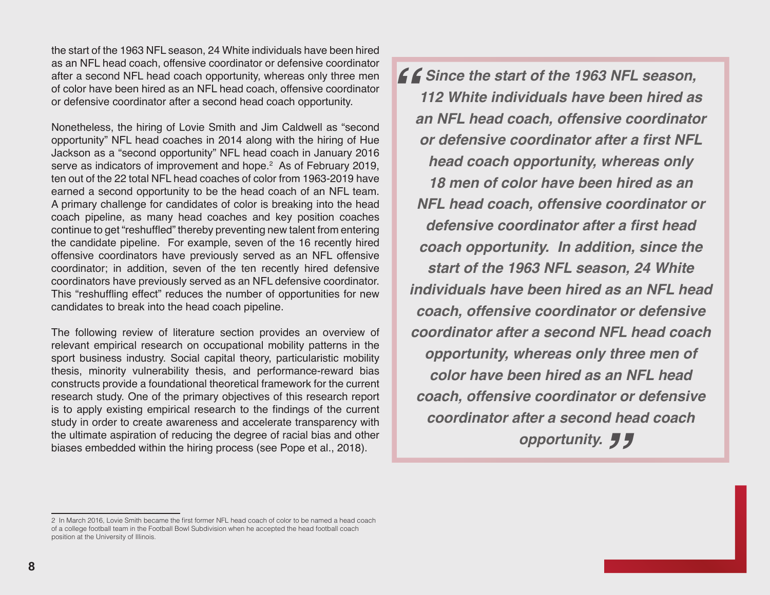the start of the 1963 NFL season, 24 White individuals have been hired as an NFL head coach, offensive coordinator or defensive coordinator after a second NFL head coach opportunity, whereas only three men of color have been hired as an NFL head coach, offensive coordinator or defensive coordinator after a second head coach opportunity.

Nonetheless, the hiring of Lovie Smith and Jim Caldwell as "second opportunity" NFL head coaches in 2014 along with the hiring of Hue Jackson as a "second opportunity" NFL head coach in January 2016 serve as indicators of improvement and hope.[2] As of February 2019, ten out of the 22 total NFL head coaches of color from 1963-2019 have earned a second opportunity to be the head coach of an NFL team. A primary challenge for candidates of color is breaking into the head coach pipeline, as many head coaches and key position coaches continue to get "reshuffled" thereby preventing new talent from entering the candidate pipeline. For example, seven of the 16 recently hired offensive coordinators have previously served as an NFL offensive coordinator; in addition, seven of the ten recently hired defensive coordinators have previously served as an NFL defensive coordinator. This "reshuffling effect" reduces the number of opportunities for new candidates to break into the head coach pipeline.

The following review of literature section provides an overview of relevant empirical research on occupational mobility patterns in the sport business industry. Social capital theory, particularistic mobility thesis, minority vulnerability thesis, and performance-reward bias constructs provide a foundational theoretical framework for the current research study. One of the primary objectives of this research report is to apply existing empirical research to the findings of the current study in order to create awareness and accelerate transparency with the ultimate aspiration of reducing the degree of racial bias and other biases embedded within the hiring process (see Pope et al., 2018).

> ***"Since the start of the 1963 NFL season, 112 White individuals have been hired as an NFL head coach, offensive coordinator or defensive coordinator after a first NFL head coach opportunity, whereas only 18 men of color have been hired as an NFL head coach, offensive coordinator or defensive coordinator after a first head coach opportunity. In addition, since the start of the 1963 NFL season, 24 White individuals have been hired as an NFL head coach, offensive coordinator or defensive coordinator after a second NFL head coach opportunity, whereas only three men of color have been hired as an NFL head coach, offensive coordinator or defensive coordinator after a second head coach opportunity."***

---

2 In March 2016, Lovie Smith became the first former NFL head coach of color to be named a head coach of a college football team in the Football Bowl Subdivision when he accepted the head football coach position at the University of Illinois.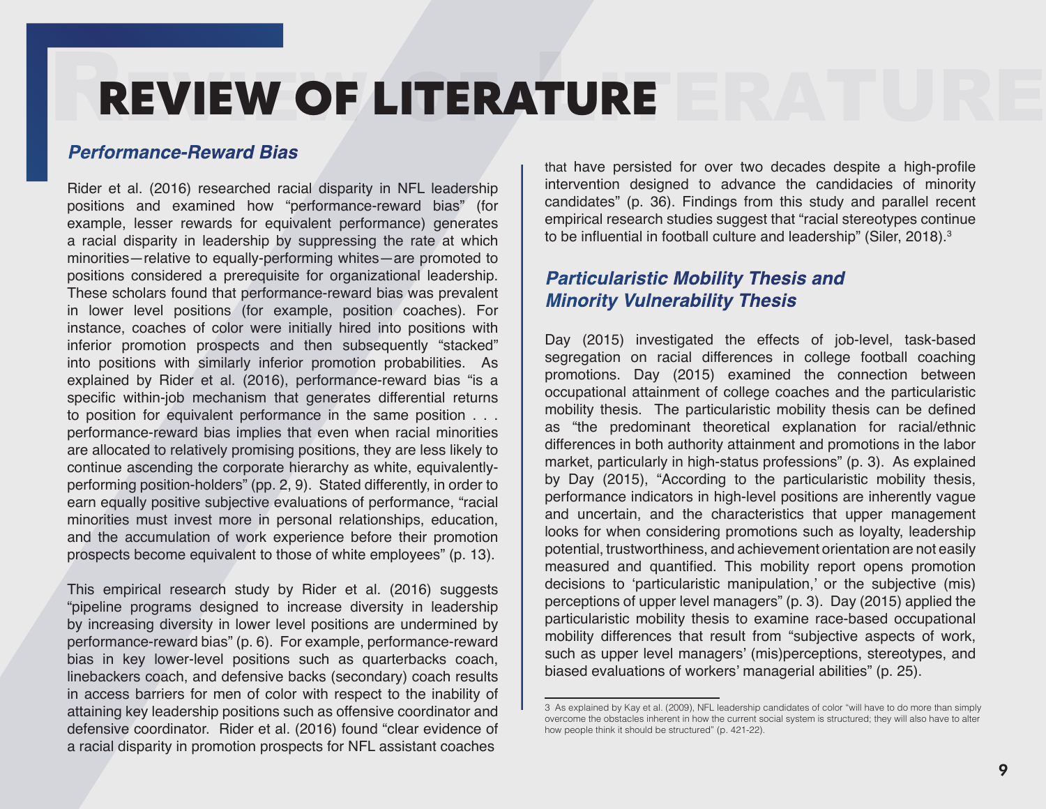# REVIEW OF LITERATURE

## *Performance-Reward Bias*

Rider et al. (2016) researched racial disparity in NFL leadership positions and examined how "performance-reward bias" (for example, lesser rewards for equivalent performance) generates a racial disparity in leadership by suppressing the rate at which minorities—relative to equally-performing whites—are promoted to positions considered a prerequisite for organizational leadership. These scholars found that performance-reward bias was prevalent in lower level positions (for example, position coaches). For instance, coaches of color were initially hired into positions with inferior promotion prospects and then subsequently "stacked" into positions with similarly inferior promotion probabilities. As explained by Rider et al. (2016), performance-reward bias "is a specific within-job mechanism that generates differential returns to position for equivalent performance in the same position . . . performance-reward bias implies that even when racial minorities are allocated to relatively promising positions, they are less likely to continue ascending the corporate hierarchy as white, equivalently-performing position-holders" (pp. 2, 9). Stated differently, in order to earn equally positive subjective evaluations of performance, "racial minorities must invest more in personal relationships, education, and the accumulation of work experience before their promotion prospects become equivalent to those of white employees" (p. 13).

This empirical research study by Rider et al. (2016) suggests "pipeline programs designed to increase diversity in leadership by increasing diversity in lower level positions are undermined by performance-reward bias" (p. 6). For example, performance-reward bias in key lower-level positions such as quarterbacks coach, linebackers coach, and defensive backs (secondary) coach results in access barriers for men of color with respect to the inability of attaining key leadership positions such as offensive coordinator and defensive coordinator. Rider et al. (2016) found "clear evidence of a racial disparity in promotion prospects for NFL assistant coaches that have persisted for over two decades despite a high-profile intervention designed to advance the candidacies of minority candidates" (p. 36). Findings from this study and parallel recent empirical research studies suggest that "racial stereotypes continue to be influential in football culture and leadership" (Siler, 2018).[3]

## *Particularistic Mobility Thesis and Minority Vulnerability Thesis*

Day (2015) investigated the effects of job-level, task-based segregation on racial differences in college football coaching promotions. Day (2015) examined the connection between occupational attainment of college coaches and the particularistic mobility thesis. The particularistic mobility thesis can be defined as "the predominant theoretical explanation for racial/ethnic differences in both authority attainment and promotions in the labor market, particularly in high-status professions" (p. 3). As explained by Day (2015), "According to the particularistic mobility thesis, performance indicators in high-level positions are inherently vague and uncertain, and the characteristics that upper management looks for when considering promotions such as loyalty, leadership potential, trustworthiness, and achievement orientation are not easily measured and quantified. This mobility report opens promotion decisions to 'particularistic manipulation,' or the subjective (mis) perceptions of upper level managers" (p. 3). Day (2015) applied the particularistic mobility thesis to examine race-based occupational mobility differences that result from "subjective aspects of work, such as upper level managers' (mis)perceptions, stereotypes, and biased evaluations of workers' managerial abilities" (p. 25).

---

3 As explained by Kay et al. (2009), NFL leadership candidates of color "will have to do more than simply overcome the obstacles inherent in how the current social system is structured; they will also have to alter how people think it should be structured" (p. 421-22).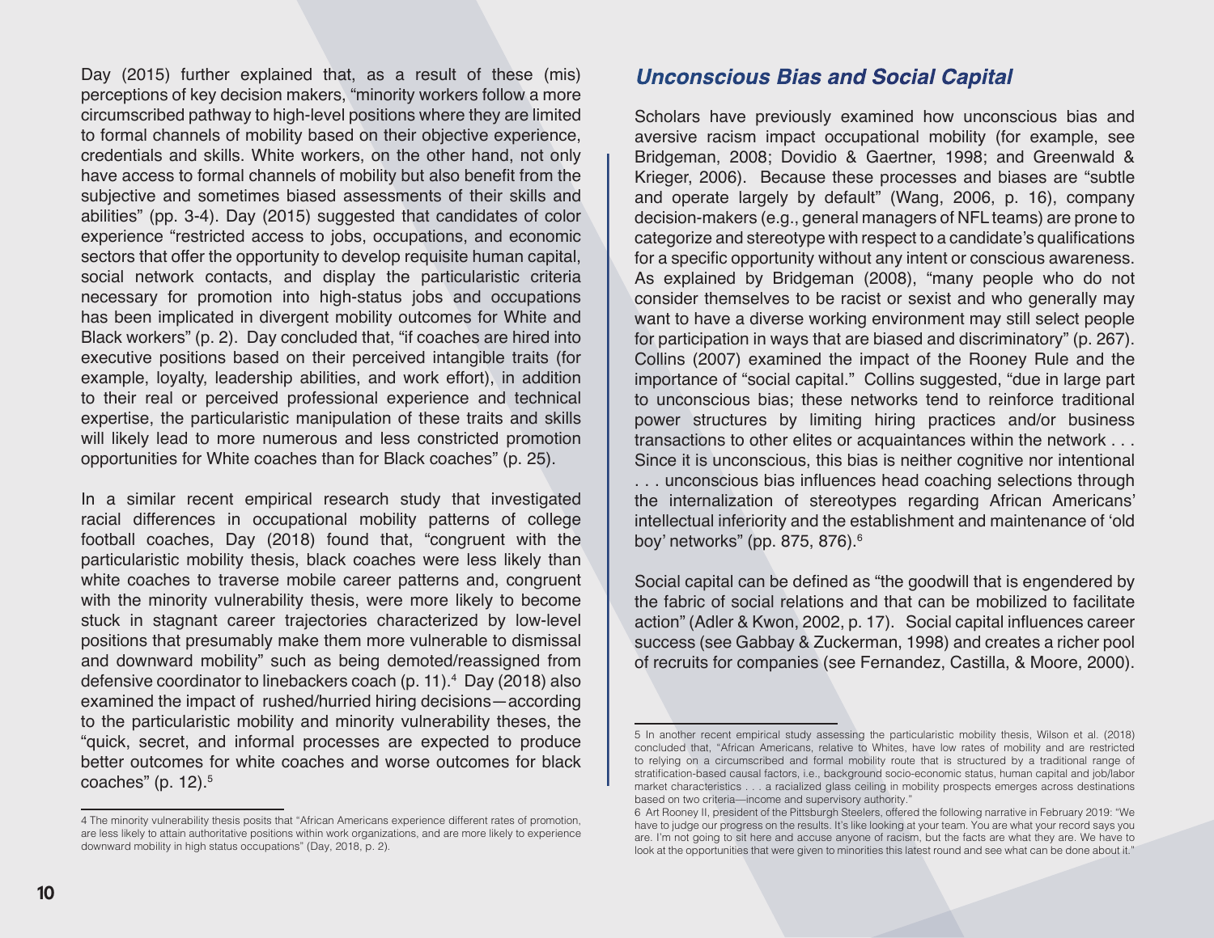Day (2015) further explained that, as a result of these (mis) perceptions of key decision makers, "minority workers follow a more circumscribed pathway to high-level positions where they are limited to formal channels of mobility based on their objective experience, credentials and skills. White workers, on the other hand, not only have access to formal channels of mobility but also benefit from the subjective and sometimes biased assessments of their skills and abilities" (pp. 3-4). Day (2015) suggested that candidates of color experience "restricted access to jobs, occupations, and economic sectors that offer the opportunity to develop requisite human capital, social network contacts, and display the particularistic criteria necessary for promotion into high-status jobs and occupations has been implicated in divergent mobility outcomes for White and Black workers" (p. 2). Day concluded that, "if coaches are hired into executive positions based on their perceived intangible traits (for example, loyalty, leadership abilities, and work effort), in addition to their real or perceived professional experience and technical expertise, the particularistic manipulation of these traits and skills will likely lead to more numerous and less constricted promotion opportunities for White coaches than for Black coaches" (p. 25).

In a similar recent empirical research study that investigated racial differences in occupational mobility patterns of college football coaches, Day (2018) found that, "congruent with the particularistic mobility thesis, black coaches were less likely than white coaches to traverse mobile career patterns and, congruent with the minority vulnerability thesis, were more likely to become stuck in stagnant career trajectories characterized by low-level positions that presumably make them more vulnerable to dismissal and downward mobility" such as being demoted/reassigned from defensive coordinator to linebackers coach (p. 11).[4] Day (2018) also examined the impact of rushed/hurried hiring decisions—according to the particularistic mobility and minority vulnerability theses, the "quick, secret, and informal processes are expected to produce better outcomes for white coaches and worse outcomes for black coaches" (p. 12).[5]

## Unconscious Bias and Social Capital

Scholars have previously examined how unconscious bias and aversive racism impact occupational mobility (for example, see Bridgeman, 2008; Dovidio & Gaertner, 1998; and Greenwald & Krieger, 2006). Because these processes and biases are "subtle and operate largely by default" (Wang, 2006, p. 16), company decision-makers (e.g., general managers of NFL teams) are prone to categorize and stereotype with respect to a candidate's qualifications for a specific opportunity without any intent or conscious awareness. As explained by Bridgeman (2008), "many people who do not consider themselves to be racist or sexist and who generally may want to have a diverse working environment may still select people for participation in ways that are biased and discriminatory" (p. 267). Collins (2007) examined the impact of the Rooney Rule and the importance of "social capital." Collins suggested, "due in large part to unconscious bias; these networks tend to reinforce traditional power structures by limiting hiring practices and/or business transactions to other elites or acquaintances within the network . . . Since it is unconscious, this bias is neither cognitive nor intentional . . . unconscious bias influences head coaching selections through the internalization of stereotypes regarding African Americans' intellectual inferiority and the establishment and maintenance of 'old boy' networks" (pp. 875, 876).[6]

Social capital can be defined as "the goodwill that is engendered by the fabric of social relations and that can be mobilized to facilitate action" (Adler & Kwon, 2002, p. 17). Social capital influences career success (see Gabbay & Zuckerman, 1998) and creates a richer pool of recruits for companies (see Fernandez, Castilla, & Moore, 2000).

---

4 The minority vulnerability thesis posits that "African Americans experience different rates of promotion, are less likely to attain authoritative positions within work organizations, and are more likely to experience downward mobility in high status occupations" (Day, 2018, p. 2).

5 In another recent empirical study assessing the particularistic mobility thesis, Wilson et al. (2018) concluded that, "African Americans, relative to Whites, have low rates of mobility and are restricted to relying on a circumscribed and formal mobility route that is structured by a traditional range of stratification-based causal factors, i.e., background socio-economic status, human capital and job/labor market characteristics . . . a racialized glass ceiling in mobility prospects emerges across destinations based on two criteria—income and supervisory authority."

6 Art Rooney II, president of the Pittsburgh Steelers, offered the following narrative in February 2019: "We have to judge our progress on the results. It's like looking at your team. You are what your record says you are. I'm not going to sit here and accuse anyone of racism, but the facts are what they are. We have to look at the opportunities that were given to minorities this latest round and see what can be done about it."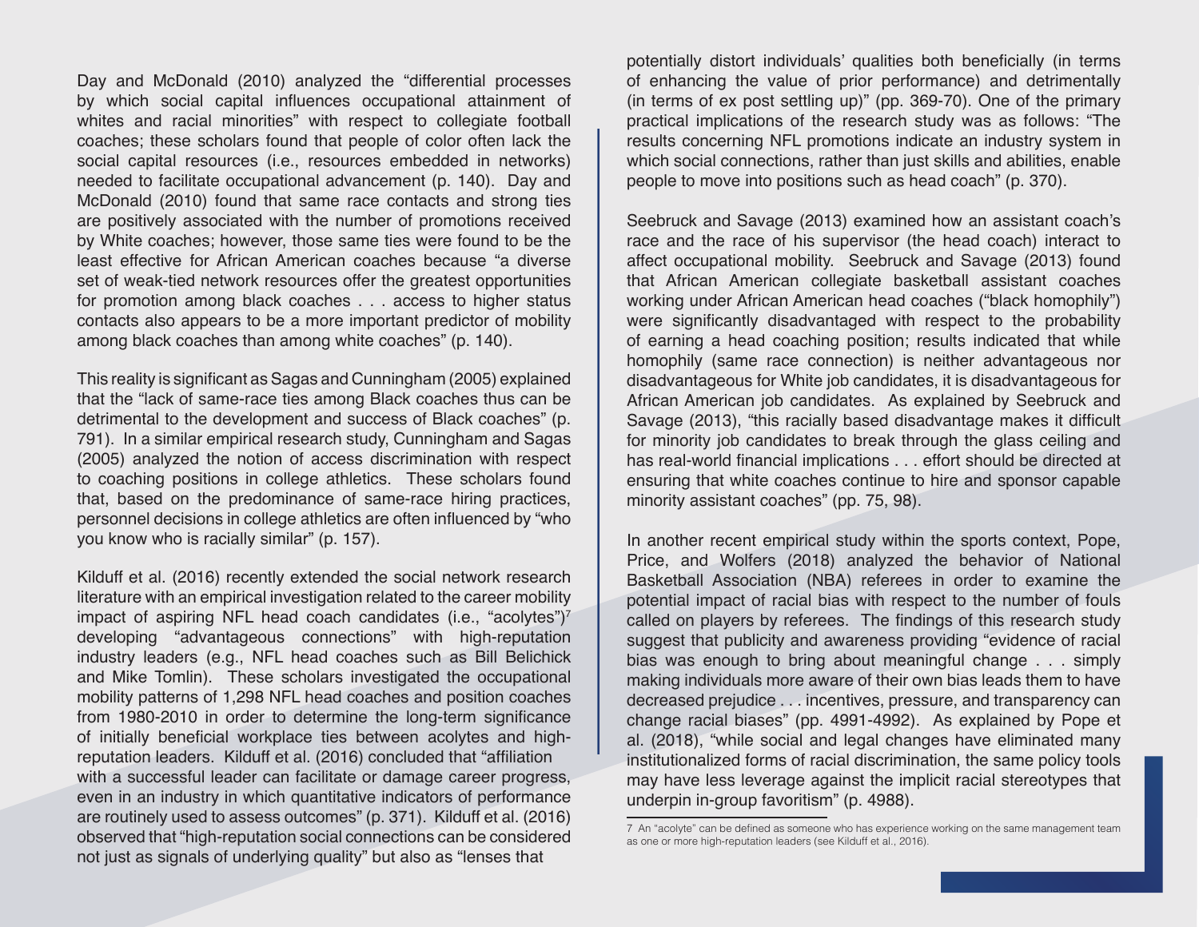Day and McDonald (2010) analyzed the "differential processes by which social capital influences occupational attainment of whites and racial minorities" with respect to collegiate football coaches; these scholars found that people of color often lack the social capital resources (i.e., resources embedded in networks) needed to facilitate occupational advancement (p. 140). Day and McDonald (2010) found that same race contacts and strong ties are positively associated with the number of promotions received by White coaches; however, those same ties were found to be the least effective for African American coaches because "a diverse set of weak-tied network resources offer the greatest opportunities for promotion among black coaches . . . access to higher status contacts also appears to be a more important predictor of mobility among black coaches than among white coaches" (p. 140).

This reality is significant as Sagas and Cunningham (2005) explained that the "lack of same-race ties among Black coaches thus can be detrimental to the development and success of Black coaches" (p. 791). In a similar empirical research study, Cunningham and Sagas (2005) analyzed the notion of access discrimination with respect to coaching positions in college athletics. These scholars found that, based on the predominance of same-race hiring practices, personnel decisions in college athletics are often influenced by "who you know who is racially similar" (p. 157).

Kilduff et al. (2016) recently extended the social network research literature with an empirical investigation related to the career mobility impact of aspiring NFL head coach candidates (i.e., "acolytes")[7] developing "advantageous connections" with high-reputation industry leaders (e.g., NFL head coaches such as Bill Belichick and Mike Tomlin). These scholars investigated the occupational mobility patterns of 1,298 NFL head coaches and position coaches from 1980-2010 in order to determine the long-term significance of initially beneficial workplace ties between acolytes and high-reputation leaders. Kilduff et al. (2016) concluded that "affiliation with a successful leader can facilitate or damage career progress, even in an industry in which quantitative indicators of performance are routinely used to assess outcomes" (p. 371). Kilduff et al. (2016) observed that "high-reputation social connections can be considered not just as signals of underlying quality" but also as "lenses that potentially distort individuals' qualities both beneficially (in terms of enhancing the value of prior performance) and detrimentally (in terms of ex post settling up)" (pp. 369-70). One of the primary practical implications of the research study was as follows: "The results concerning NFL promotions indicate an industry system in which social connections, rather than just skills and abilities, enable people to move into positions such as head coach" (p. 370).

Seebruck and Savage (2013) examined how an assistant coach's race and the race of his supervisor (the head coach) interact to affect occupational mobility. Seebruck and Savage (2013) found that African American collegiate basketball assistant coaches working under African American head coaches ("black homophily") were significantly disadvantaged with respect to the probability of earning a head coaching position; results indicated that while homophily (same race connection) is neither advantageous nor disadvantageous for White job candidates, it is disadvantageous for African American job candidates. As explained by Seebruck and Savage (2013), "this racially based disadvantage makes it difficult for minority job candidates to break through the glass ceiling and has real-world financial implications . . . effort should be directed at ensuring that white coaches continue to hire and sponsor capable minority assistant coaches" (pp. 75, 98).

In another recent empirical study within the sports context, Pope, Price, and Wolfers (2018) analyzed the behavior of National Basketball Association (NBA) referees in order to examine the potential impact of racial bias with respect to the number of fouls called on players by referees. The findings of this research study suggest that publicity and awareness providing "evidence of racial bias was enough to bring about meaningful change . . . simply making individuals more aware of their own bias leads them to have decreased prejudice . . . incentives, pressure, and transparency can change racial biases" (pp. 4991-4992). As explained by Pope et al. (2018), "while social and legal changes have eliminated many institutionalized forms of racial discrimination, the same policy tools may have less leverage against the implicit racial stereotypes that underpin in-group favoritism" (p. 4988).

[7] An "acolyte" can be defined as someone who has experience working on the same management team as one or more high-reputation leaders (see Kilduff et al., 2016).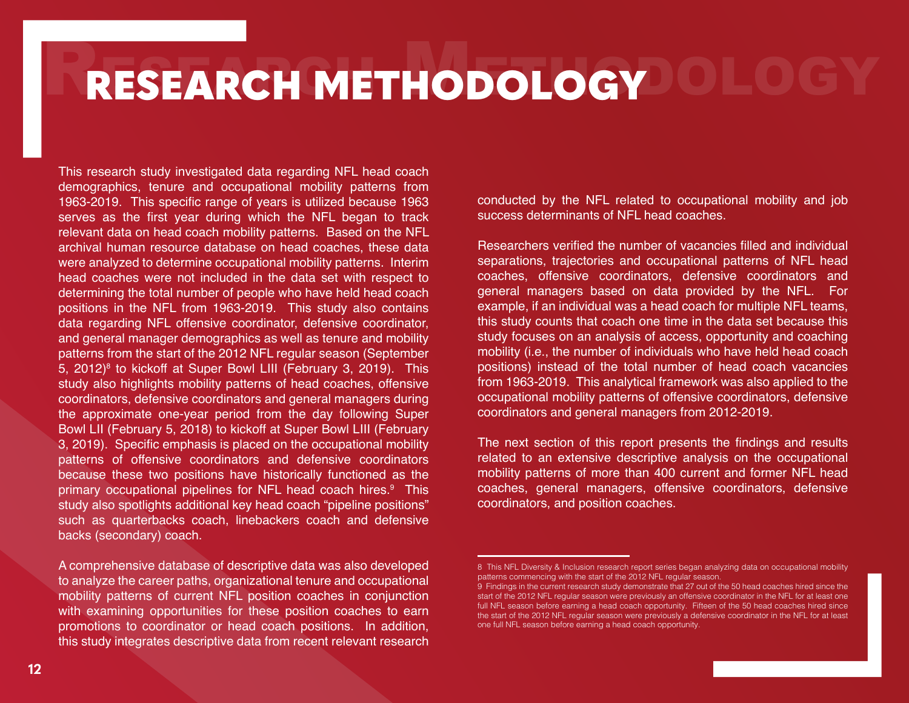# RESEARCH METHODOLOGY

This research study investigated data regarding NFL head coach demographics, tenure and occupational mobility patterns from 1963-2019. This specific range of years is utilized because 1963 serves as the first year during which the NFL began to track relevant data on head coach mobility patterns. Based on the NFL archival human resource database on head coaches, these data were analyzed to determine occupational mobility patterns. Interim head coaches were not included in the data set with respect to determining the total number of people who have held head coach positions in the NFL from 1963-2019. This study also contains data regarding NFL offensive coordinator, defensive coordinator, and general manager demographics as well as tenure and mobility patterns from the start of the 2012 NFL regular season (September 5, 2012)[8] to kickoff at Super Bowl LIII (February 3, 2019). This study also highlights mobility patterns of head coaches, offensive coordinators, defensive coordinators and general managers during the approximate one-year period from the day following Super Bowl LII (February 5, 2018) to kickoff at Super Bowl LIII (February 3, 2019). Specific emphasis is placed on the occupational mobility patterns of offensive coordinators and defensive coordinators because these two positions have historically functioned as the primary occupational pipelines for NFL head coach hires.[9] This study also spotlights additional key head coach "pipeline positions" such as quarterbacks coach, linebackers coach and defensive backs (secondary) coach.

A comprehensive database of descriptive data was also developed to analyze the career paths, organizational tenure and occupational mobility patterns of current NFL position coaches in conjunction with examining opportunities for these position coaches to earn promotions to coordinator or head coach positions. In addition, this study integrates descriptive data from recent relevant research conducted by the NFL related to occupational mobility and job success determinants of NFL head coaches.

Researchers verified the number of vacancies filled and individual separations, trajectories and occupational patterns of NFL head coaches, offensive coordinators, defensive coordinators and general managers based on data provided by the NFL. For example, if an individual was a head coach for multiple NFL teams, this study counts that coach one time in the data set because this study focuses on an analysis of access, opportunity and coaching mobility (i.e., the number of individuals who have held head coach positions) instead of the total number of head coach vacancies from 1963-2019. This analytical framework was also applied to the occupational mobility patterns of offensive coordinators, defensive coordinators and general managers from 2012-2019.

The next section of this report presents the findings and results related to an extensive descriptive analysis on the occupational mobility patterns of more than 400 current and former NFL head coaches, general managers, offensive coordinators, defensive coordinators, and position coaches.

---

8 This NFL Diversity & Inclusion research report series began analyzing data on occupational mobility patterns commencing with the start of the 2012 NFL regular season.

9 Findings in the current research study demonstrate that 27 out of the 50 head coaches hired since the start of the 2012 NFL regular season were previously an offensive coordinator in the NFL for at least one full NFL season before earning a head coach opportunity. Fifteen of the 50 head coaches hired since the start of the 2012 NFL regular season were previously a defensive coordinator in the NFL for at least one full NFL season before earning a head coach opportunity.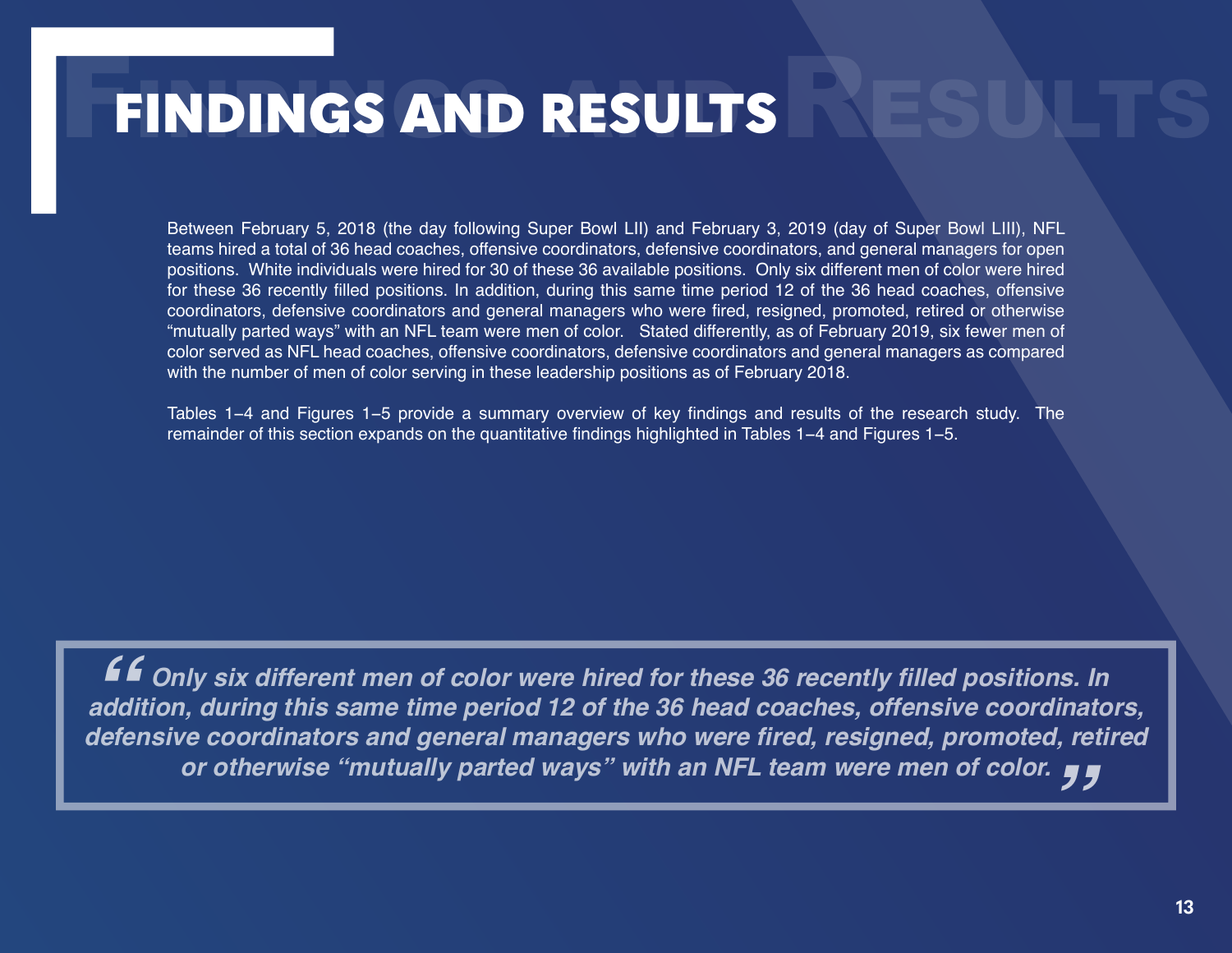# FINDINGS AND RESULTS

Between February 5, 2018 (the day following Super Bowl LII) and February 3, 2019 (day of Super Bowl LIII), NFL teams hired a total of 36 head coaches, offensive coordinators, defensive coordinators, and general managers for open positions. White individuals were hired for 30 of these 36 available positions. Only six different men of color were hired for these 36 recently filled positions. In addition, during this same time period 12 of the 36 head coaches, offensive coordinators, defensive coordinators and general managers who were fired, resigned, promoted, retired or otherwise "mutually parted ways" with an NFL team were men of color. Stated differently, as of February 2019, six fewer men of color served as NFL head coaches, offensive coordinators, defensive coordinators and general managers as compared with the number of men of color serving in these leadership positions as of February 2018.

Tables 1–4 and Figures 1–5 provide a summary overview of key findings and results of the research study. The remainder of this section expands on the quantitative findings highlighted in Tables 1–4 and Figures 1–5.

> ***"Only six different men of color were hired for these 36 recently filled positions. In addition, during this same time period 12 of the 36 head coaches, offensive coordinators, defensive coordinators and general managers who were fired, resigned, promoted, retired or otherwise "mutually parted ways" with an NFL team were men of color."***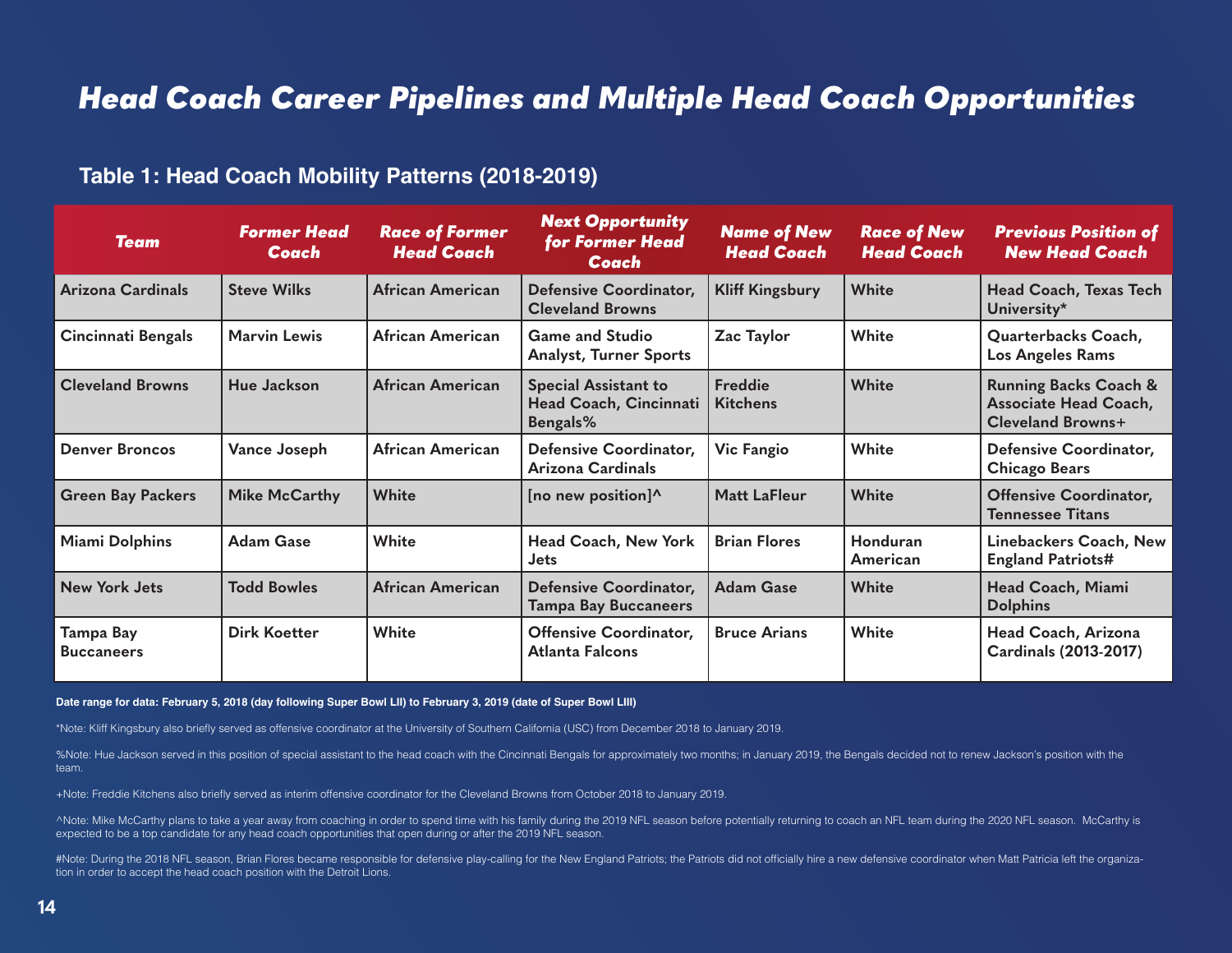# Head Coach Career Pipelines and Multiple Head Coach Opportunities

## Table 1: Head Coach Mobility Patterns (2018-2019)

| Team | Former Head Coach | Race of Former Head Coach | Next Opportunity for Former Head Coach | Name of New Head Coach | Race of New Head Coach | Previous Position of New Head Coach |
|---|---|---|---|---|---|---|
| Arizona Cardinals | Steve Wilks | African American | Defensive Coordinator, Cleveland Browns | Kliff Kingsbury | White | Head Coach, Texas Tech University* |
| Cincinnati Bengals | Marvin Lewis | African American | Game and Studio Analyst, Turner Sports | Zac Taylor | White | Quarterbacks Coach, Los Angeles Rams |
| Cleveland Browns | Hue Jackson | African American | Special Assistant to Head Coach, Cincinnati Bengals% | Freddie Kitchens | White | Running Backs Coach & Associate Head Coach, Cleveland Browns+ |
| Denver Broncos | Vance Joseph | African American | Defensive Coordinator, Arizona Cardinals | Vic Fangio | White | Defensive Coordinator, Chicago Bears |
| Green Bay Packers | Mike McCarthy | White | [no new position]^ | Matt LaFleur | White | Offensive Coordinator, Tennessee Titans |
| Miami Dolphins | Adam Gase | White | Head Coach, New York Jets | Brian Flores | Honduran American | Linebackers Coach, New England Patriots# |
| New York Jets | Todd Bowles | African American | Defensive Coordinator, Tampa Bay Buccaneers | Adam Gase | White | Head Coach, Miami Dolphins |
| Tampa Bay Buccaneers | Dirk Koetter | White | Offensive Coordinator, Atlanta Falcons | Bruce Arians | White | Head Coach, Arizona Cardinals (2013-2017) |

**Date range for data: February 5, 2018 (day following Super Bowl LII) to February 3, 2019 (date of Super Bowl LIII)**

*Note: Kliff Kingsbury also briefly served as offensive coordinator at the University of Southern California (USC) from December 2018 to January 2019.

%Note: Hue Jackson served in this position of special assistant to the head coach with the Cincinnati Bengals for approximately two months; in January 2019, the Bengals decided not to renew Jackson's position with the team.

+Note: Freddie Kitchens also briefly served as interim offensive coordinator for the Cleveland Browns from October 2018 to January 2019.

^Note: Mike McCarthy plans to take a year away from coaching in order to spend time with his family during the 2019 NFL season before potentially returning to coach an NFL team during the 2020 NFL season. McCarthy is expected to be a top candidate for any head coach opportunities that open during or after the 2019 NFL season.

#Note: During the 2018 NFL season, Brian Flores became responsible for defensive play-calling for the New England Patriots; the Patriots did not officially hire a new defensive coordinator when Matt Patricia left the organization in order to accept the head coach position with the Detroit Lions.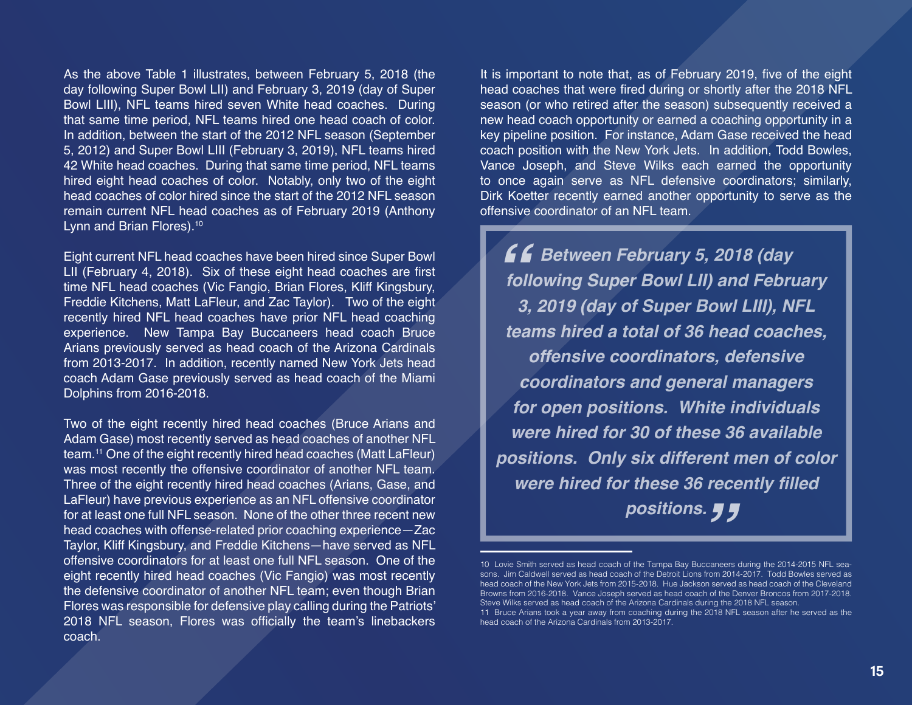As the above Table 1 illustrates, between February 5, 2018 (the day following Super Bowl LII) and February 3, 2019 (day of Super Bowl LIII), NFL teams hired seven White head coaches. During that same time period, NFL teams hired one head coach of color. In addition, between the start of the 2012 NFL season (September 5, 2012) and Super Bowl LIII (February 3, 2019), NFL teams hired 42 White head coaches. During that same time period, NFL teams hired eight head coaches of color. Notably, only two of the eight head coaches of color hired since the start of the 2012 NFL season remain current NFL head coaches as of February 2019 (Anthony Lynn and Brian Flores).[10]

Eight current NFL head coaches have been hired since Super Bowl LII (February 4, 2018). Six of these eight head coaches are first time NFL head coaches (Vic Fangio, Brian Flores, Kliff Kingsbury, Freddie Kitchens, Matt LaFleur, and Zac Taylor). Two of the eight recently hired NFL head coaches have prior NFL head coaching experience. New Tampa Bay Buccaneers head coach Bruce Arians previously served as head coach of the Arizona Cardinals from 2013-2017. In addition, recently named New York Jets head coach Adam Gase previously served as head coach of the Miami Dolphins from 2016-2018.

Two of the eight recently hired head coaches (Bruce Arians and Adam Gase) most recently served as head coaches of another NFL team.[11] One of the eight recently hired head coaches (Matt LaFleur) was most recently the offensive coordinator of another NFL team. Three of the eight recently hired head coaches (Arians, Gase, and LaFleur) have previous experience as an NFL offensive coordinator for at least one full NFL season. None of the other three recent new head coaches with offense-related prior coaching experience—Zac Taylor, Kliff Kingsbury, and Freddie Kitchens—have served as NFL offensive coordinators for at least one full NFL season. One of the eight recently hired head coaches (Vic Fangio) was most recently the defensive coordinator of another NFL team; even though Brian Flores was responsible for defensive play calling during the Patriots' 2018 NFL season, Flores was officially the team's linebackers coach.

It is important to note that, as of February 2019, five of the eight head coaches that were fired during or shortly after the 2018 NFL season (or who retired after the season) subsequently received a new head coach opportunity or earned a coaching opportunity in a key pipeline position. For instance, Adam Gase received the head coach position with the New York Jets. In addition, Todd Bowles, Vance Joseph, and Steve Wilks each earned the opportunity to once again serve as NFL defensive coordinators; similarly, Dirk Koetter recently earned another opportunity to serve as the offensive coordinator of an NFL team.

> ***"Between February 5, 2018 (day following Super Bowl LII) and February 3, 2019 (day of Super Bowl LIII), NFL teams hired a total of 36 head coaches, offensive coordinators, defensive coordinators and general managers for open positions. White individuals were hired for 30 of these 36 available positions. Only six different men of color were hired for these 36 recently filled positions."***

---

10 Lovie Smith served as head coach of the Tampa Bay Buccaneers during the 2014-2015 NFL seasons. Jim Caldwell served as head coach of the Detroit Lions from 2014-2017. Todd Bowles served as head coach of the New York Jets from 2015-2018. Hue Jackson served as head coach of the Cleveland Browns from 2016-2018. Vance Joseph served as head coach of the Denver Broncos from 2017-2018. Steve Wilks served as head coach of the Arizona Cardinals during the 2018 NFL season.

11 Bruce Arians took a year away from coaching during the 2018 NFL season after he served as the head coach of the Arizona Cardinals from 2013-2017.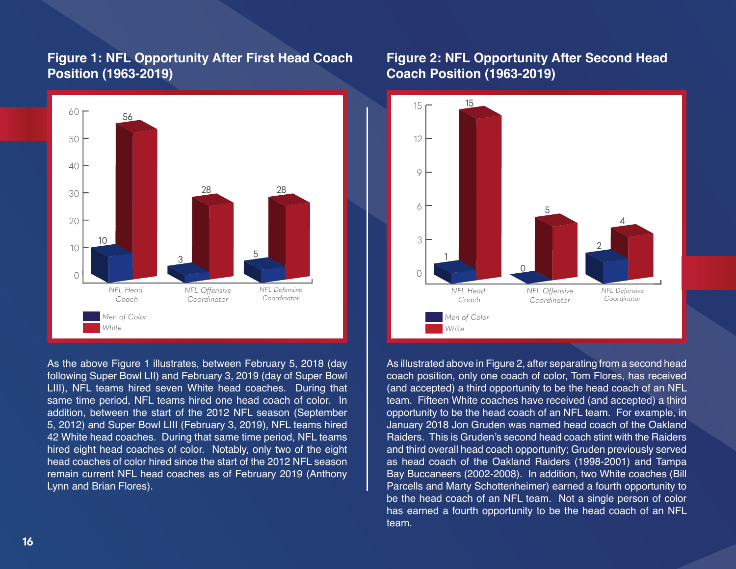## Figure 1: NFL Opportunity After First Head Coach Position (1963-2019)

| | Men of Color | White |
|---|---|---|
| NFL Head Coach | 10 | 56 |
| NFL Offensive Coordinator | 3 | 28 |
| NFL Defensive Coordinator | 5 | 28 |

As the above Figure 1 illustrates, between February 5, 2018 (day following Super Bowl LII) and February 3, 2019 (day of Super Bowl LIII), NFL teams hired seven White head coaches. During that same time period, NFL teams hired one head coach of color. In addition, between the start of the 2012 NFL season (September 5, 2012) and Super Bowl LIII (February 3, 2019), NFL teams hired 42 White head coaches. During that same time period, NFL teams hired eight head coaches of color. Notably, only two of the eight head coaches of color hired since the start of the 2012 NFL season remain current NFL head coaches as of February 2019 (Anthony Lynn and Brian Flores).

## Figure 2: NFL Opportunity After Second Head Coach Position (1963-2019)

| | Men of Color | White |
|---|---|---|
| NFL Head Coach | 1 | 15 |
| NFL Offensive Coordinator | 0 | 5 |
| NFL Defensive Coordinator | 2 | 4 |

As illustrated above in Figure 2, after separating from a second head coach position, only one coach of color, Tom Flores, has received (and accepted) a third opportunity to be the head coach of an NFL team. Fifteen White coaches have received (and accepted) a third opportunity to be the head coach of an NFL team. For example, in January 2018 Jon Gruden was named head coach of the Oakland Raiders. This is Gruden's second head coach stint with the Raiders and third overall head coach opportunity; Gruden previously served as head coach of the Oakland Raiders (1998-2001) and Tampa Bay Buccaneers (2002-2008). In addition, two White coaches (Bill Parcells and Marty Schottenheimer) earned a fourth opportunity to be the head coach of an NFL team. Not a single person of color has earned a fourth opportunity to be the head coach of an NFL team.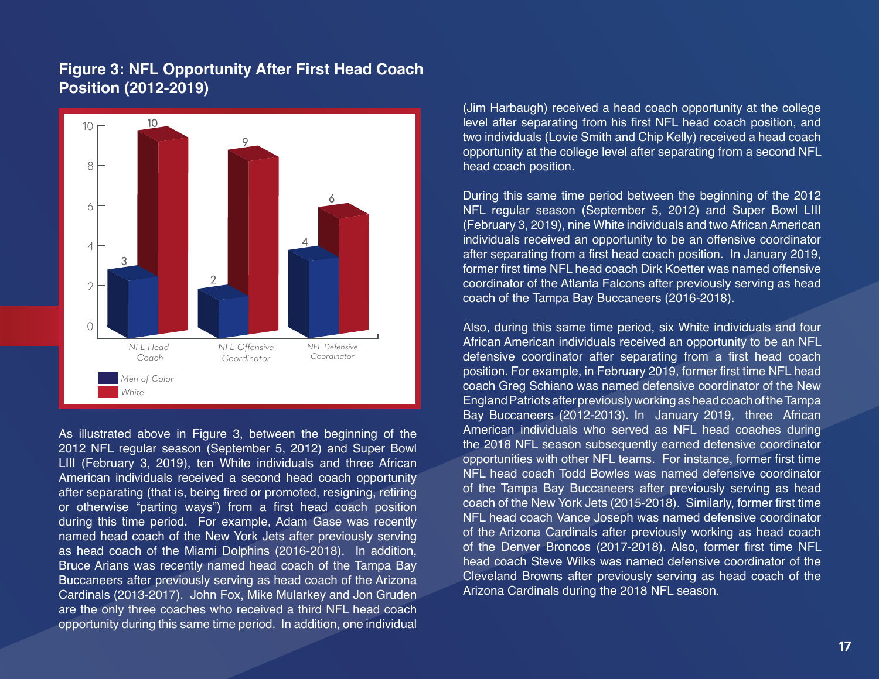## Figure 3: NFL Opportunity After First Head Coach Position (2012-2019)

| | Men of Color | White |
|---|---|---|
| NFL Head Coach | 3 | 10 |
| NFL Offensive Coordinator | 2 | 9 |
| NFL Defensive Coordinator | 4 | 6 |

As illustrated above in Figure 3, between the beginning of the 2012 NFL regular season (September 5, 2012) and Super Bowl LIII (February 3, 2019), ten White individuals and three African American individuals received a second head coach opportunity after separating (that is, being fired or promoted, resigning, retiring or otherwise "parting ways") from a first head coach position during this time period. For example, Adam Gase was recently named head coach of the New York Jets after previously serving as head coach of the Miami Dolphins (2016-2018). In addition, Bruce Arians was recently named head coach of the Tampa Bay Buccaneers after previously serving as head coach of the Arizona Cardinals (2013-2017). John Fox, Mike Mularkey and Jon Gruden are the only three coaches who received a third NFL head coach opportunity during this same time period. In addition, one individual (Jim Harbaugh) received a head coach opportunity at the college level after separating from his first NFL head coach position, and two individuals (Lovie Smith and Chip Kelly) received a head coach opportunity at the college level after separating from a second NFL head coach position.

During this same time period between the beginning of the 2012 NFL regular season (September 5, 2012) and Super Bowl LIII (February 3, 2019), nine White individuals and two African American individuals received an opportunity to be an offensive coordinator after separating from a first head coach position. In January 2019, former first time NFL head coach Dirk Koetter was named offensive coordinator of the Atlanta Falcons after previously serving as head coach of the Tampa Bay Buccaneers (2016-2018).

Also, during this same time period, six White individuals and four African American individuals received an opportunity to be an NFL defensive coordinator after separating from a first head coach position. For example, in February 2019, former first time NFL head coach Greg Schiano was named defensive coordinator of the New England Patriots after previously working as head coach of the Tampa Bay Buccaneers (2012-2013). In January 2019, three African American individuals who served as NFL head coaches during the 2018 NFL season subsequently earned defensive coordinator opportunities with other NFL teams. For instance, former first time NFL head coach Todd Bowles was named defensive coordinator of the Tampa Bay Buccaneers after previously serving as head coach of the New York Jets (2015-2018). Similarly, former first time NFL head coach Vance Joseph was named defensive coordinator of the Arizona Cardinals after previously working as head coach of the Denver Broncos (2017-2018). Also, former first time NFL head coach Steve Wilks was named defensive coordinator of the Cleveland Browns after previously serving as head coach of the Arizona Cardinals during the 2018 NFL season.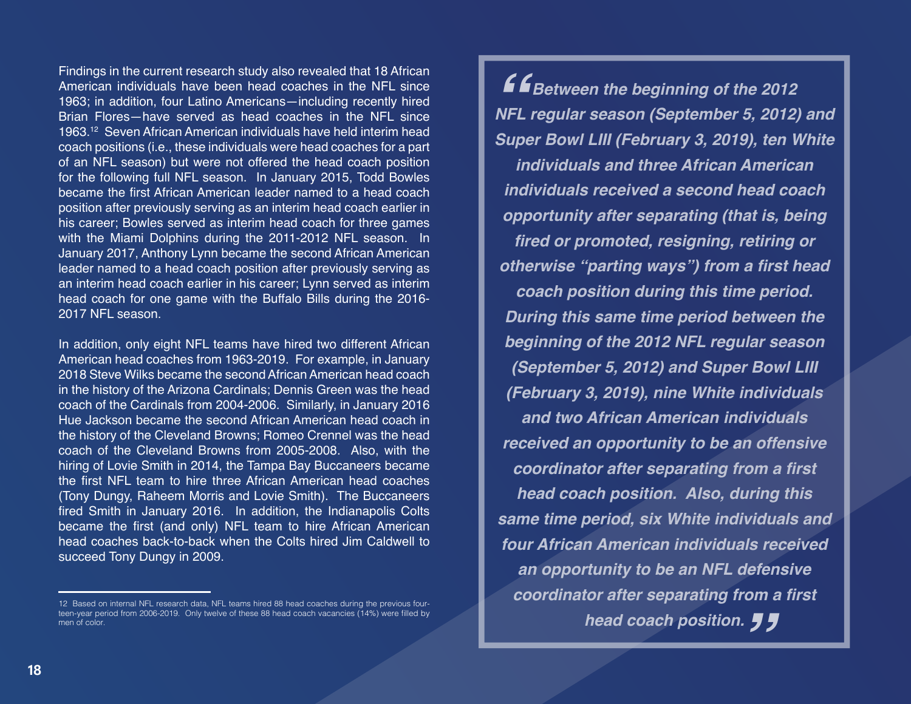Findings in the current research study also revealed that 18 African American individuals have been head coaches in the NFL since 1963; in addition, four Latino Americans—including recently hired Brian Flores—have served as head coaches in the NFL since 1963.[12] Seven African American individuals have held interim head coach positions (i.e., these individuals were head coaches for a part of an NFL season) but were not offered the head coach position for the following full NFL season. In January 2015, Todd Bowles became the first African American leader named to a head coach position after previously serving as an interim head coach earlier in his career; Bowles served as interim head coach for three games with the Miami Dolphins during the 2011-2012 NFL season. In January 2017, Anthony Lynn became the second African American leader named to a head coach position after previously serving as an interim head coach earlier in his career; Lynn served as interim head coach for one game with the Buffalo Bills during the 2016-2017 NFL season.

In addition, only eight NFL teams have hired two different African American head coaches from 1963-2019. For example, in January 2018 Steve Wilks became the second African American head coach in the history of the Arizona Cardinals; Dennis Green was the head coach of the Cardinals from 2004-2006. Similarly, in January 2016 Hue Jackson became the second African American head coach in the history of the Cleveland Browns; Romeo Crennel was the head coach of the Cleveland Browns from 2005-2008. Also, with the hiring of Lovie Smith in 2014, the Tampa Bay Buccaneers became the first NFL team to hire three African American head coaches (Tony Dungy, Raheem Morris and Lovie Smith). The Buccaneers fired Smith in January 2016. In addition, the Indianapolis Colts became the first (and only) NFL team to hire African American head coaches back-to-back when the Colts hired Jim Caldwell to succeed Tony Dungy in 2009.

> ***"Between the beginning of the 2012 NFL regular season (September 5, 2012) and Super Bowl LIII (February 3, 2019), ten White individuals and three African American individuals received a second head coach opportunity after separating (that is, being fired or promoted, resigning, retiring or otherwise "parting ways") from a first head coach position during this time period. During this same time period between the beginning of the 2012 NFL regular season (September 5, 2012) and Super Bowl LIII (February 3, 2019), nine White individuals and two African American individuals received an opportunity to be an offensive coordinator after separating from a first head coach position. Also, during this same time period, six White individuals and four African American individuals received an opportunity to be an NFL defensive coordinator after separating from a first head coach position."***

---

12 Based on internal NFL research data, NFL teams hired 88 head coaches during the previous fourteen-year period from 2006-2019. Only twelve of these 88 head coach vacancies (14%) were filled by men of color.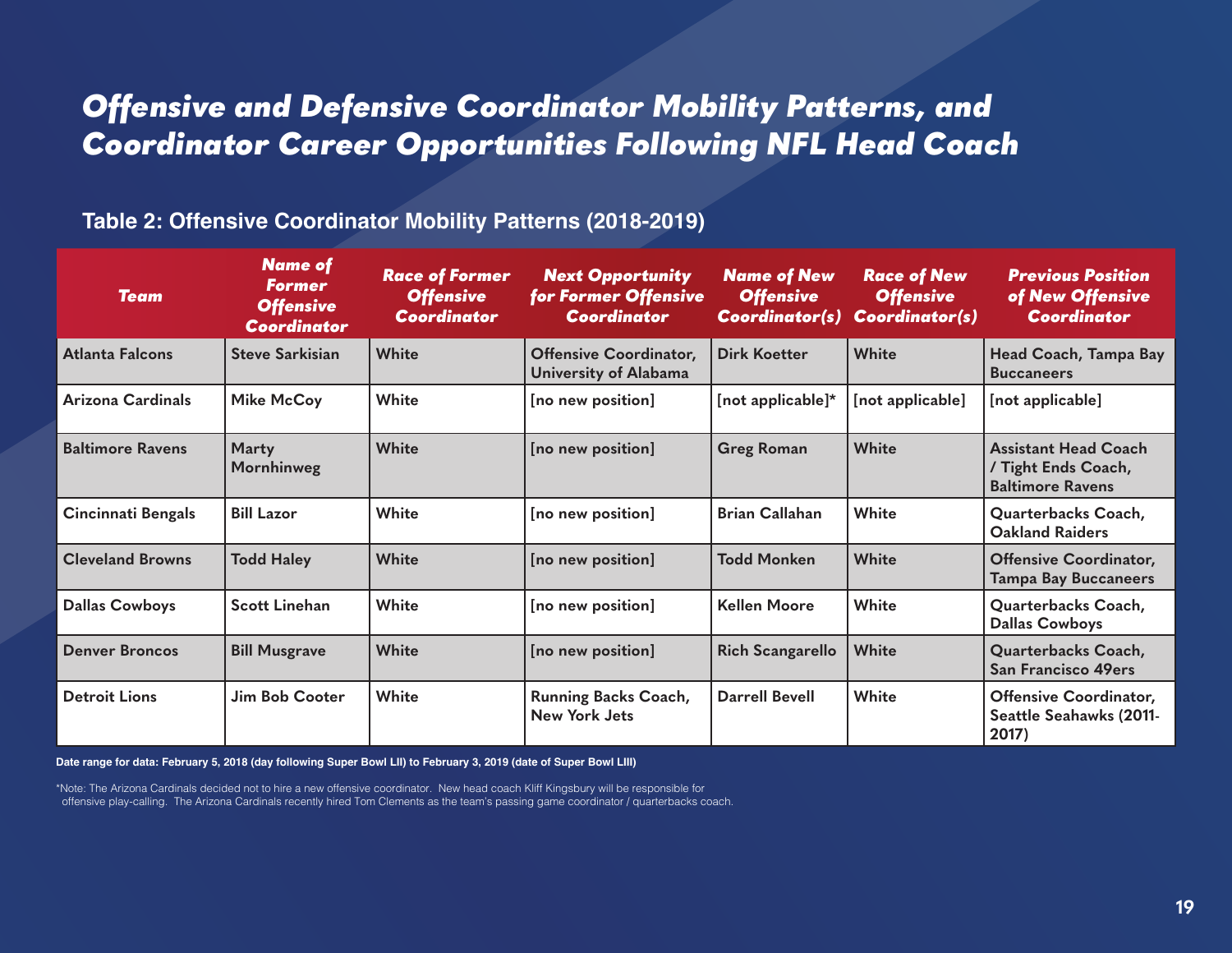# *Offensive and Defensive Coordinator Mobility Patterns, and Coordinator Career Opportunities Following NFL Head Coach*

## Table 2: Offensive Coordinator Mobility Patterns (2018-2019)

| Team | Name of Former Offensive Coordinator | Race of Former Offensive Coordinator | Next Opportunity for Former Offensive Coordinator | Name of New Offensive Coordinator(s) | Race of New Offensive Coordinator(s) | Previous Position of New Offensive Coordinator |
|---|---|---|---|---|---|---|
| Atlanta Falcons | Steve Sarkisian | White | Offensive Coordinator, University of Alabama | Dirk Koetter | White | Head Coach, Tampa Bay Buccaneers |
| Arizona Cardinals | Mike McCoy | White | [no new position] | [not applicable]* | [not applicable] | [not applicable] |
| Baltimore Ravens | Marty Mornhinweg | White | [no new position] | Greg Roman | White | Assistant Head Coach / Tight Ends Coach, Baltimore Ravens |
| Cincinnati Bengals | Bill Lazor | White | [no new position] | Brian Callahan | White | Quarterbacks Coach, Oakland Raiders |
| Cleveland Browns | Todd Haley | White | [no new position] | Todd Monken | White | Offensive Coordinator, Tampa Bay Buccaneers |
| Dallas Cowboys | Scott Linehan | White | [no new position] | Kellen Moore | White | Quarterbacks Coach, Dallas Cowboys |
| Denver Broncos | Bill Musgrave | White | [no new position] | Rich Scangarello | White | Quarterbacks Coach, San Francisco 49ers |
| Detroit Lions | Jim Bob Cooter | White | Running Backs Coach, New York Jets | Darrell Bevell | White | Offensive Coordinator, Seattle Seahawks (2011-2017) |

**Date range for data: February 5, 2018 (day following Super Bowl LII) to February 3, 2019 (date of Super Bowl LIII)**

*Note: The Arizona Cardinals decided not to hire a new offensive coordinator. New head coach Kliff Kingsbury will be responsible for offensive play-calling. The Arizona Cardinals recently hired Tom Clements as the team's passing game coordinator / quarterbacks coach.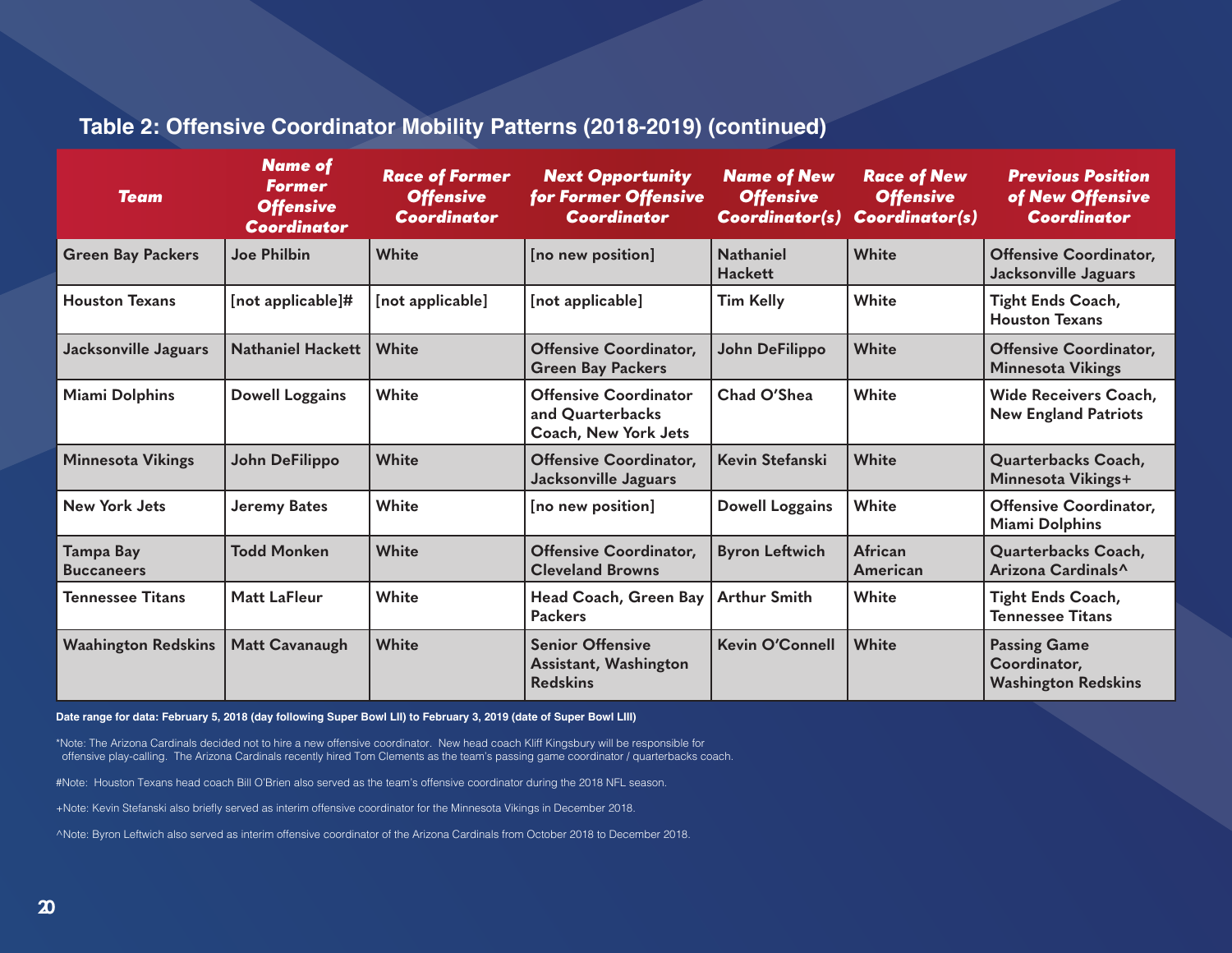## Table 2: Offensive Coordinator Mobility Patterns (2018-2019) (continued)

| Team | Name of Former Offensive Coordinator | Race of Former Offensive Coordinator | Next Opportunity for Former Offensive Coordinator | Name of New Offensive Coordinator(s) | Race of New Offensive Coordinator(s) | Previous Position of New Offensive Coordinator |
|---|---|---|---|---|---|---|
| Green Bay Packers | Joe Philbin | White | [no new position] | Nathaniel Hackett | White | Offensive Coordinator, Jacksonville Jaguars |
| Houston Texans | [not applicable]# | [not applicable] | [not applicable] | Tim Kelly | White | Tight Ends Coach, Houston Texans |
| Jacksonville Jaguars | Nathaniel Hackett | White | Offensive Coordinator, Green Bay Packers | John DeFilippo | White | Offensive Coordinator, Minnesota Vikings |
| Miami Dolphins | Dowell Loggains | White | Offensive Coordinator and Quarterbacks Coach, New York Jets | Chad O'Shea | White | Wide Receivers Coach, New England Patriots |
| Minnesota Vikings | John DeFilippo | White | Offensive Coordinator, Jacksonville Jaguars | Kevin Stefanski | White | Quarterbacks Coach, Minnesota Vikings+ |
| New York Jets | Jeremy Bates | White | [no new position] | Dowell Loggains | White | Offensive Coordinator, Miami Dolphins |
| Tampa Bay Buccaneers | Todd Monken | White | Offensive Coordinator, Cleveland Browns | Byron Leftwich | African American | Quarterbacks Coach, Arizona Cardinals^ |
| Tennessee Titans | Matt LaFleur | White | Head Coach, Green Bay Packers | Arthur Smith | White | Tight Ends Coach, Tennessee Titans |
| Waahington Redskins | Matt Cavanaugh | White | Senior Offensive Assistant, Washington Redskins | Kevin O'Connell | White | Passing Game Coordinator, Washington Redskins |

**Date range for data: February 5, 2018 (day following Super Bowl LII) to February 3, 2019 (date of Super Bowl LIII)**

*Note: The Arizona Cardinals decided not to hire a new offensive coordinator. New head coach Kliff Kingsbury will be responsible for offensive play-calling. The Arizona Cardinals recently hired Tom Clements as the team's passing game coordinator / quarterbacks coach.

#Note: Houston Texans head coach Bill O'Brien also served as the team's offensive coordinator during the 2018 NFL season.

+Note: Kevin Stefanski also briefly served as interim offensive coordinator for the Minnesota Vikings in December 2018.

^Note: Byron Leftwich also served as interim offensive coordinator of the Arizona Cardinals from October 2018 to December 2018.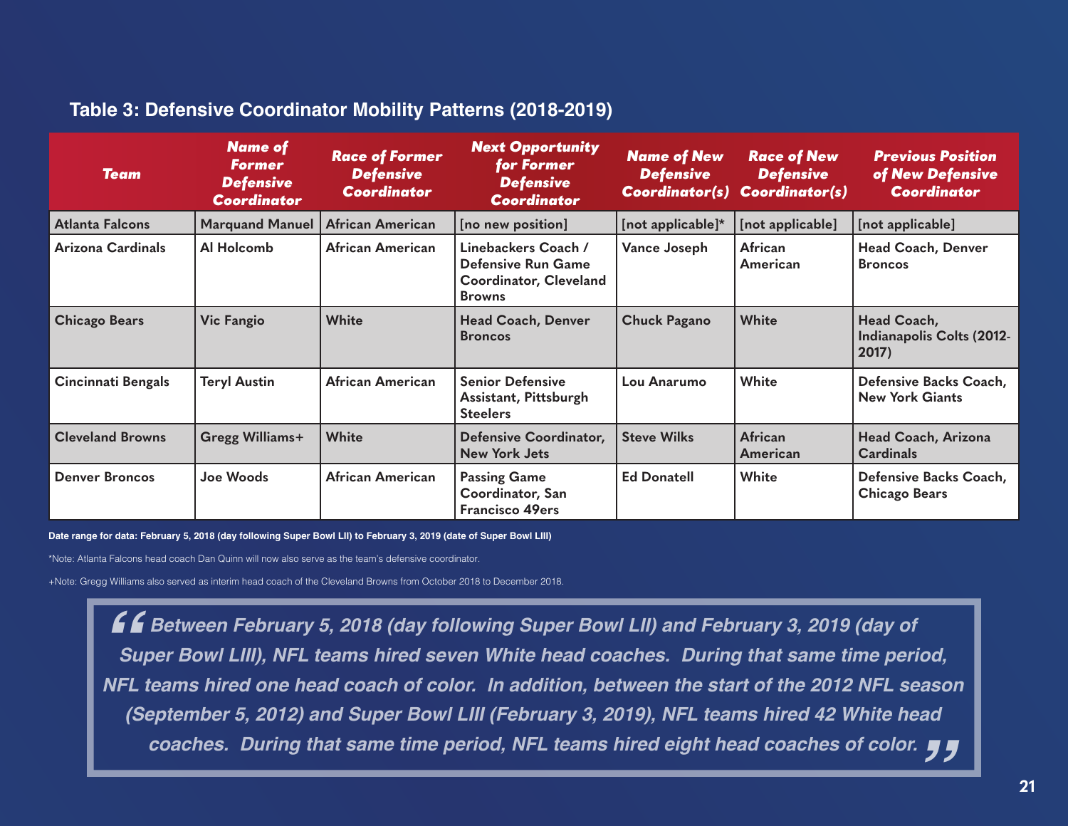## Table 3: Defensive Coordinator Mobility Patterns (2018-2019)

| Team | Name of Former Defensive Coordinator | Race of Former Defensive Coordinator | Next Opportunity for Former Defensive Coordinator | Name of New Defensive Coordinator(s) | Race of New Defensive Coordinator(s) | Previous Position of New Defensive Coordinator |
|---|---|---|---|---|---|---|
| Atlanta Falcons | Marquand Manuel | African American | [no new position] | [not applicable]* | [not applicable] | [not applicable] |
| Arizona Cardinals | Al Holcomb | African American | Linebackers Coach / Defensive Run Game Coordinator, Cleveland Browns | Vance Joseph | African American | Head Coach, Denver Broncos |
| Chicago Bears | Vic Fangio | White | Head Coach, Denver Broncos | Chuck Pagano | White | Head Coach, Indianapolis Colts (2012-2017) |
| Cincinnati Bengals | Teryl Austin | African American | Senior Defensive Assistant, Pittsburgh Steelers | Lou Anarumo | White | Defensive Backs Coach, New York Giants |
| Cleveland Browns | Gregg Williams+ | White | Defensive Coordinator, New York Jets | Steve Wilks | African American | Head Coach, Arizona Cardinals |
| Denver Broncos | Joe Woods | African American | Passing Game Coordinator, San Francisco 49ers | Ed Donatell | White | Defensive Backs Coach, Chicago Bears |

**Date range for data: February 5, 2018 (day following Super Bowl LII) to February 3, 2019 (date of Super Bowl LIII)**

*Note: Atlanta Falcons head coach Dan Quinn will now also serve as the team's defensive coordinator.

+Note: Gregg Williams also served as interim head coach of the Cleveland Browns from October 2018 to December 2018.

> ***"Between February 5, 2018 (day following Super Bowl LII) and February 3, 2019 (day of Super Bowl LIII), NFL teams hired seven White head coaches. During that same time period, NFL teams hired one head coach of color. In addition, between the start of the 2012 NFL season (September 5, 2012) and Super Bowl LIII (February 3, 2019), NFL teams hired 42 White head coaches. During that same time period, NFL teams hired eight head coaches of color."***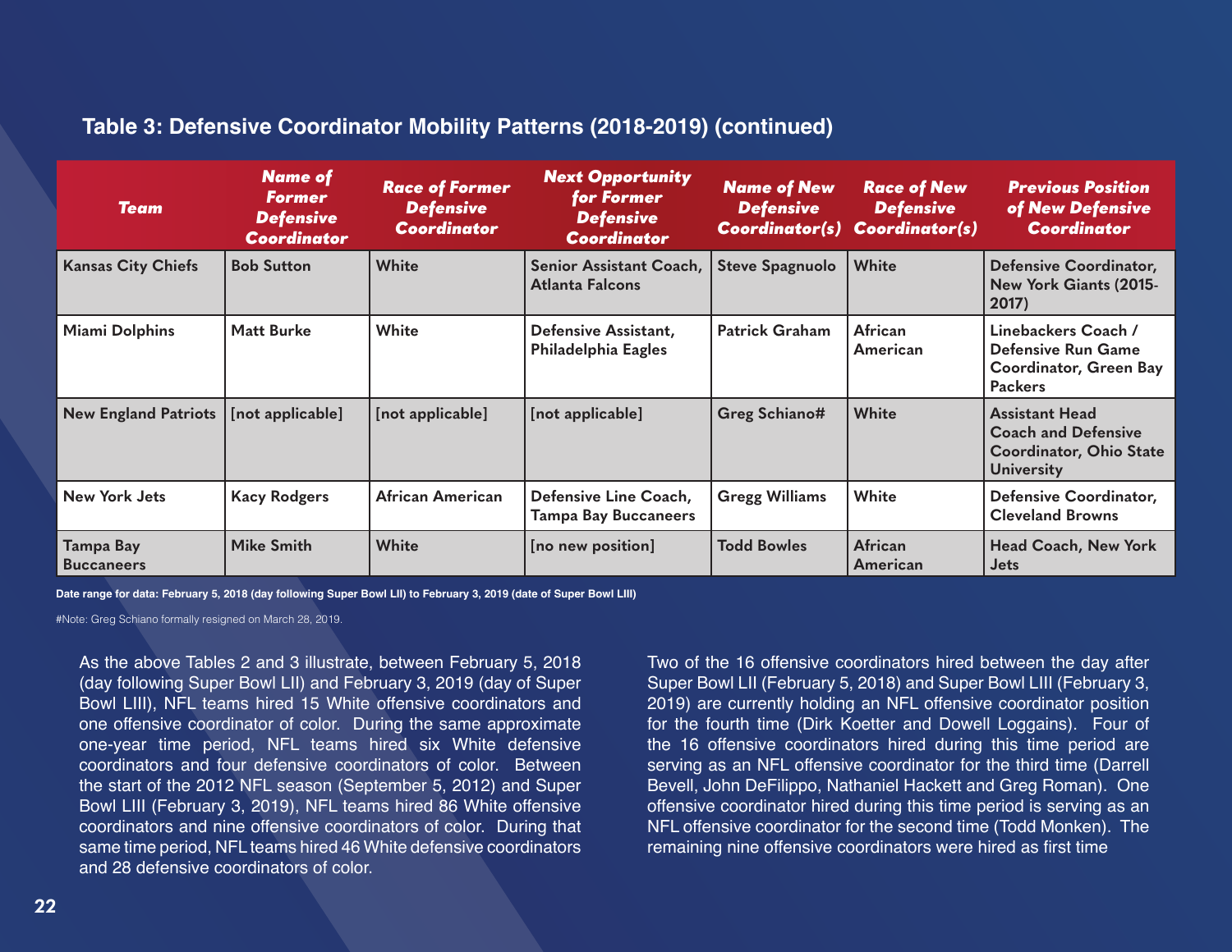### Table 3: Defensive Coordinator Mobility Patterns (2018-2019) (continued)

| Team | Name of Former Defensive Coordinator | Race of Former Defensive Coordinator | Next Opportunity for Former Defensive Coordinator | Name of New Defensive Coordinator(s) | Race of New Defensive Coordinator(s) | Previous Position of New Defensive Coordinator |
|---|---|---|---|---|---|---|
| Kansas City Chiefs | Bob Sutton | White | Senior Assistant Coach, Atlanta Falcons | Steve Spagnuolo | White | Defensive Coordinator, New York Giants (2015-2017) |
| Miami Dolphins | Matt Burke | White | Defensive Assistant, Philadelphia Eagles | Patrick Graham | African American | Linebackers Coach / Defensive Run Game Coordinator, Green Bay Packers |
| New England Patriots | [not applicable] | [not applicable] | [not applicable] | Greg Schiano# | White | Assistant Head Coach and Defensive Coordinator, Ohio State University |
| New York Jets | Kacy Rodgers | African American | Defensive Line Coach, Tampa Bay Buccaneers | Gregg Williams | White | Defensive Coordinator, Cleveland Browns |
| Tampa Bay Buccaneers | Mike Smith | White | [no new position] | Todd Bowles | African American | Head Coach, New York Jets |

**Date range for data: February 5, 2018 (day following Super Bowl LII) to February 3, 2019 (date of Super Bowl LIII)**

#Note: Greg Schiano formally resigned on March 28, 2019.

As the above Tables 2 and 3 illustrate, between February 5, 2018 (day following Super Bowl LII) and February 3, 2019 (day of Super Bowl LIII), NFL teams hired 15 White offensive coordinators and one offensive coordinator of color. During the same approximate one-year time period, NFL teams hired six White defensive coordinators and four defensive coordinators of color. Between the start of the 2012 NFL season (September 5, 2012) and Super Bowl LIII (February 3, 2019), NFL teams hired 86 White offensive coordinators and nine offensive coordinators of color. During that same time period, NFL teams hired 46 White defensive coordinators and 28 defensive coordinators of color.

Two of the 16 offensive coordinators hired between the day after Super Bowl LII (February 5, 2018) and Super Bowl LIII (February 3, 2019) are currently holding an NFL offensive coordinator position for the fourth time (Dirk Koetter and Dowell Loggains). Four of the 16 offensive coordinators hired during this time period are serving as an NFL offensive coordinator for the third time (Darrell Bevell, John DeFilippo, Nathaniel Hackett and Greg Roman). One offensive coordinator hired during this time period is serving as an NFL offensive coordinator for the second time (Todd Monken). The remaining nine offensive coordinators were hired as first time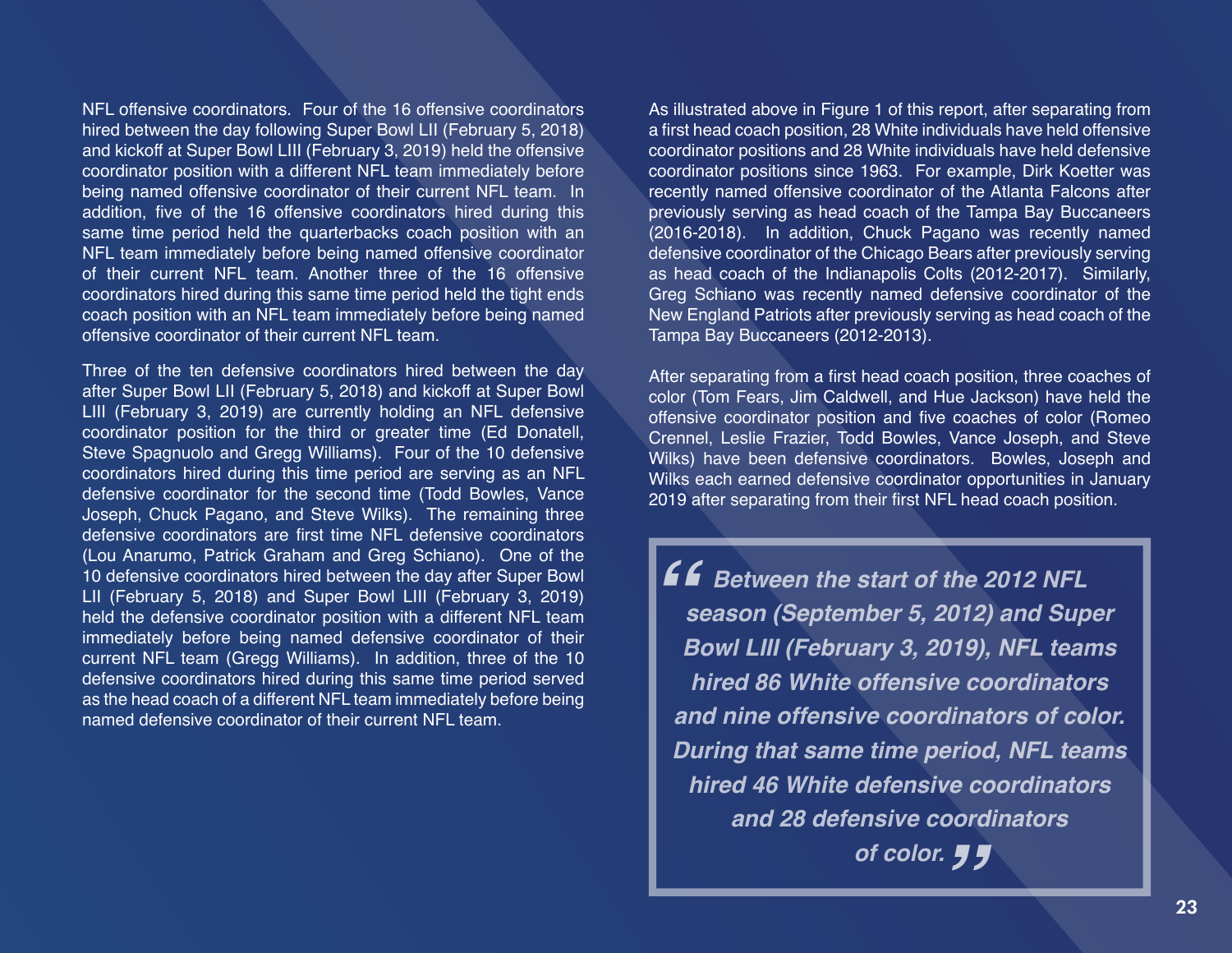NFL offensive coordinators. Four of the 16 offensive coordinators hired between the day following Super Bowl LII (February 5, 2018) and kickoff at Super Bowl LIII (February 3, 2019) held the offensive coordinator position with a different NFL team immediately before being named offensive coordinator of their current NFL team. In addition, five of the 16 offensive coordinators hired during this same time period held the quarterbacks coach position with an NFL team immediately before being named offensive coordinator of their current NFL team. Another three of the 16 offensive coordinators hired during this same time period held the tight ends coach position with an NFL team immediately before being named offensive coordinator of their current NFL team.

Three of the ten defensive coordinators hired between the day after Super Bowl LII (February 5, 2018) and kickoff at Super Bowl LIII (February 3, 2019) are currently holding an NFL defensive coordinator position for the third or greater time (Ed Donatell, Steve Spagnuolo and Gregg Williams). Four of the 10 defensive coordinators hired during this time period are serving as an NFL defensive coordinator for the second time (Todd Bowles, Vance Joseph, Chuck Pagano, and Steve Wilks). The remaining three defensive coordinators are first time NFL defensive coordinators (Lou Anarumo, Patrick Graham and Greg Schiano). One of the 10 defensive coordinators hired between the day after Super Bowl LII (February 5, 2018) and Super Bowl LIII (February 3, 2019) held the defensive coordinator position with a different NFL team immediately before being named defensive coordinator of their current NFL team (Gregg Williams). In addition, three of the 10 defensive coordinators hired during this same time period served as the head coach of a different NFL team immediately before being named defensive coordinator of their current NFL team.

As illustrated above in Figure 1 of this report, after separating from a first head coach position, 28 White individuals have held offensive coordinator positions and 28 White individuals have held defensive coordinator positions since 1963. For example, Dirk Koetter was recently named offensive coordinator of the Atlanta Falcons after previously serving as head coach of the Tampa Bay Buccaneers (2016-2018). In addition, Chuck Pagano was recently named defensive coordinator of the Chicago Bears after previously serving as head coach of the Indianapolis Colts (2012-2017). Similarly, Greg Schiano was recently named defensive coordinator of the New England Patriots after previously serving as head coach of the Tampa Bay Buccaneers (2012-2013).

After separating from a first head coach position, three coaches of color (Tom Fears, Jim Caldwell, and Hue Jackson) have held the offensive coordinator position and five coaches of color (Romeo Crennel, Leslie Frazier, Todd Bowles, Vance Joseph, and Steve Wilks) have been defensive coordinators. Bowles, Joseph and Wilks each earned defensive coordinator opportunities in January 2019 after separating from their first NFL head coach position.

> ***"Between the start of the 2012 NFL season (September 5, 2012) and Super Bowl LIII (February 3, 2019), NFL teams hired 86 White offensive coordinators and nine offensive coordinators of color. During that same time period, NFL teams hired 46 White defensive coordinators and 28 defensive coordinators of color."***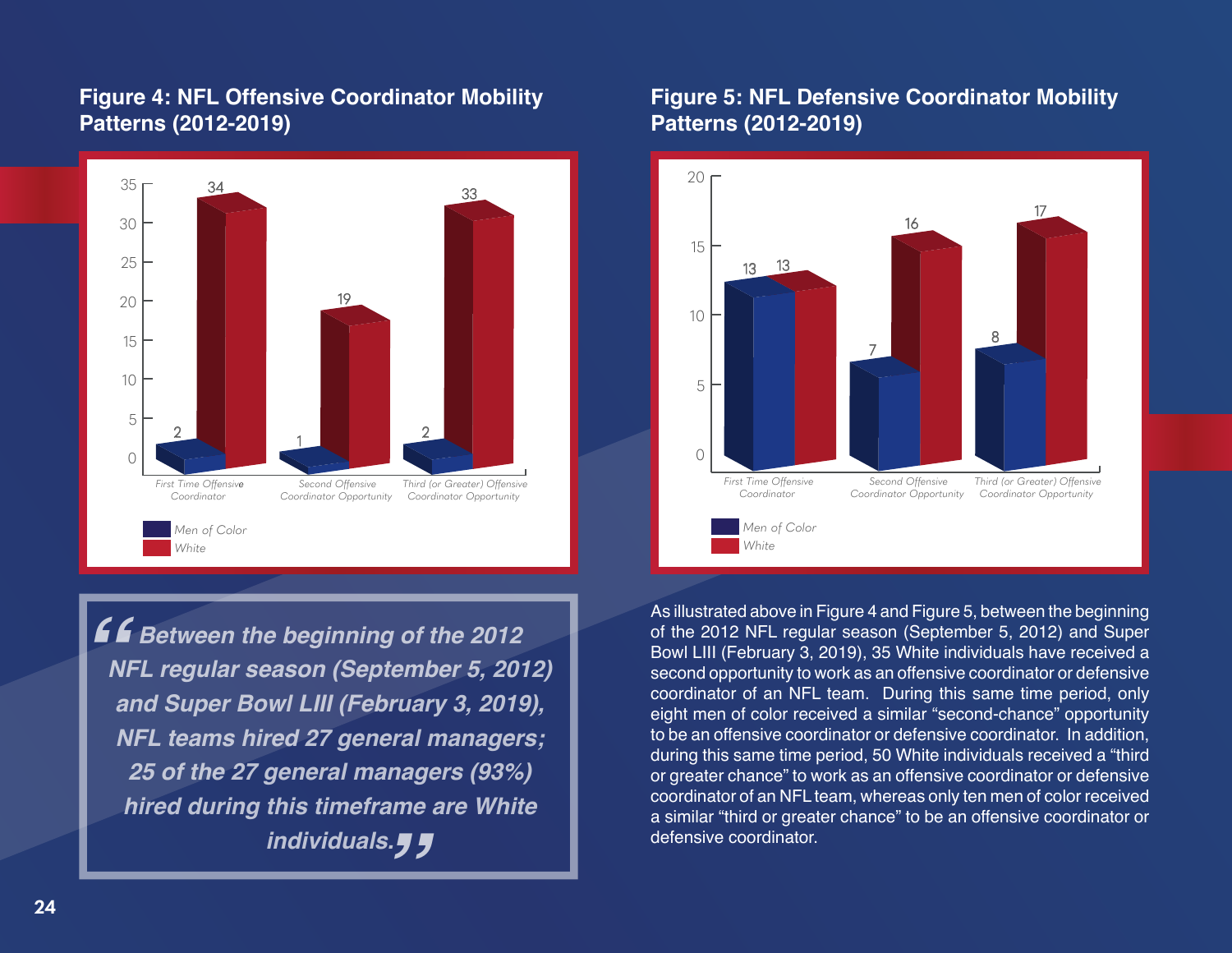## Figure 4: NFL Offensive Coordinator Mobility Patterns (2012-2019)

| | Men of Color | White |
|---|---|---|
| First Time Offensive Coordinator | 2 | 34 |
| Second Offensive Coordinator Opportunity | 1 | 19 |
| Third (or Greater) Offensive Coordinator Opportunity | 2 | 33 |

## Figure 5: NFL Defensive Coordinator Mobility Patterns (2012-2019)

| | Men of Color | White |
|---|---|---|
| First Time Offensive Coordinator | 13 | 13 |
| Second Offensive Coordinator Opportunity | 7 | 16 |
| Third (or Greater) Offensive Coordinator Opportunity | 8 | 17 |

> ***"Between the beginning of the 2012 NFL regular season (September 5, 2012) and Super Bowl LIII (February 3, 2019), NFL teams hired 27 general managers; 25 of the 27 general managers (93%) hired during this timeframe are White individuals."***

As illustrated above in Figure 4 and Figure 5, between the beginning of the 2012 NFL regular season (September 5, 2012) and Super Bowl LIII (February 3, 2019), 35 White individuals have received a second opportunity to work as an offensive coordinator or defensive coordinator of an NFL team. During this same time period, only eight men of color received a similar "second-chance" opportunity to be an offensive coordinator or defensive coordinator. In addition, during this same time period, 50 White individuals received a "third or greater chance" to work as an offensive coordinator or defensive coordinator of an NFL team, whereas only ten men of color received a similar "third or greater chance" to be an offensive coordinator or defensive coordinator.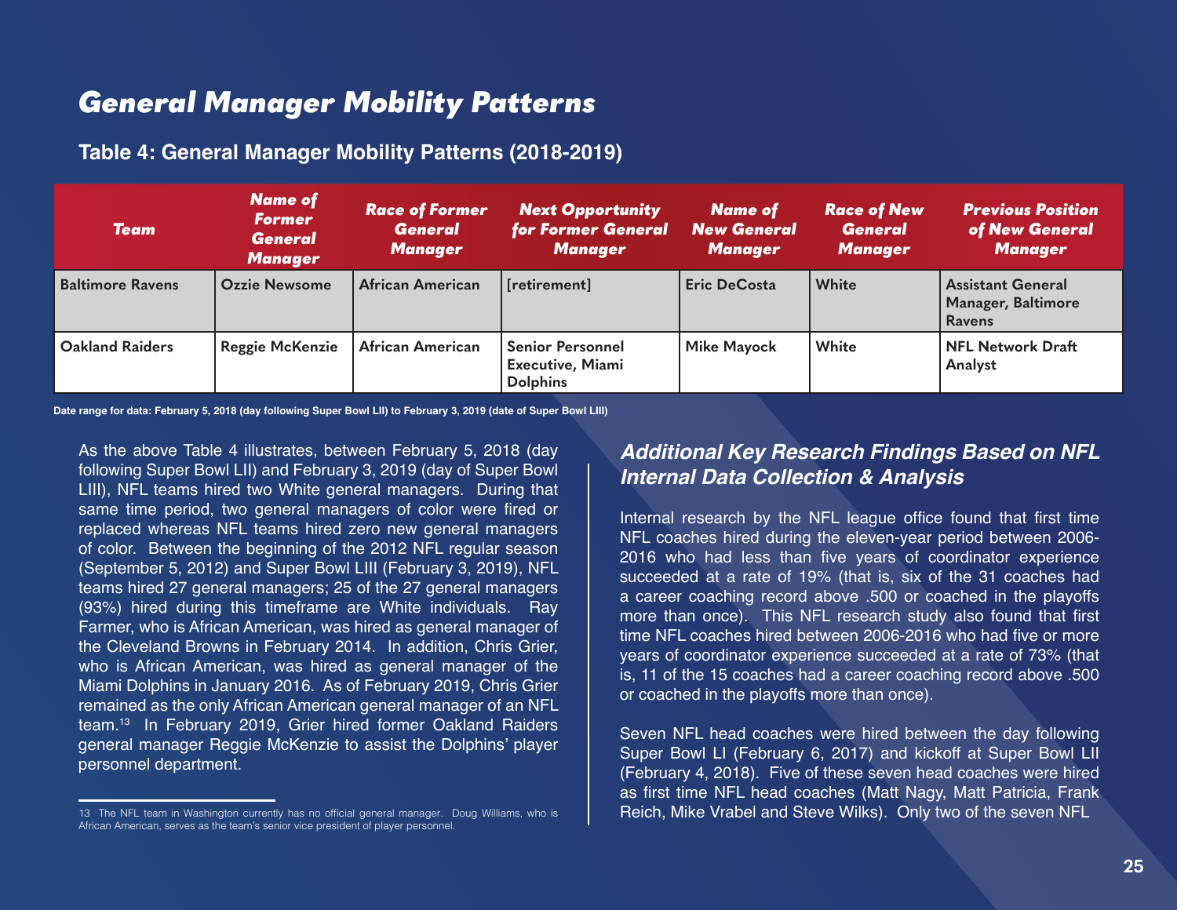# General Manager Mobility Patterns

**Table 4: General Manager Mobility Patterns (2018-2019)**

| Team | Name of Former General Manager | Race of Former General Manager | Next Opportunity for Former General Manager | Name of New General Manager | Race of New General Manager | Previous Position of New General Manager |
|---|---|---|---|---|---|---|
| Baltimore Ravens | Ozzie Newsome | African American | [retirement] | Eric DeCosta | White | Assistant General Manager, Baltimore Ravens |
| Oakland Raiders | Reggie McKenzie | African American | Senior Personnel Executive, Miami Dolphins | Mike Mayock | White | NFL Network Draft Analyst |

Date range for data: February 5, 2018 (day following Super Bowl LII) to February 3, 2019 (date of Super Bowl LIII)

As the above Table 4 illustrates, between February 5, 2018 (day following Super Bowl LII) and February 3, 2019 (day of Super Bowl LIII), NFL teams hired two White general managers. During that same time period, two general managers of color were fired or replaced whereas NFL teams hired zero new general managers of color. Between the beginning of the 2012 NFL regular season (September 5, 2012) and Super Bowl LIII (February 3, 2019), NFL teams hired 27 general managers; 25 of the 27 general managers (93%) hired during this timeframe are White individuals. Ray Farmer, who is African American, was hired as general manager of the Cleveland Browns in February 2014. In addition, Chris Grier, who is African American, was hired as general manager of the Miami Dolphins in January 2016. As of February 2019, Chris Grier remained as the only African American general manager of an NFL team.[13] In February 2019, Grier hired former Oakland Raiders general manager Reggie McKenzie to assist the Dolphins' player personnel department.

13 The NFL team in Washington currently has no official general manager. Doug Williams, who is African American, serves as the team's senior vice president of player personnel.

## Additional Key Research Findings Based on NFL Internal Data Collection & Analysis

Internal research by the NFL league office found that first time NFL coaches hired during the eleven-year period between 2006-2016 who had less than five years of coordinator experience succeeded at a rate of 19% (that is, six of the 31 coaches had a career coaching record above .500 or coached in the playoffs more than once). This NFL research study also found that first time NFL coaches hired between 2006-2016 who had five or more years of coordinator experience succeeded at a rate of 73% (that is, 11 of the 15 coaches had a career coaching record above .500 or coached in the playoffs more than once).

Seven NFL head coaches were hired between the day following Super Bowl LI (February 6, 2017) and kickoff at Super Bowl LII (February 4, 2018). Five of these seven head coaches were hired as first time NFL head coaches (Matt Nagy, Matt Patricia, Frank Reich, Mike Vrabel and Steve Wilks). Only two of the seven NFL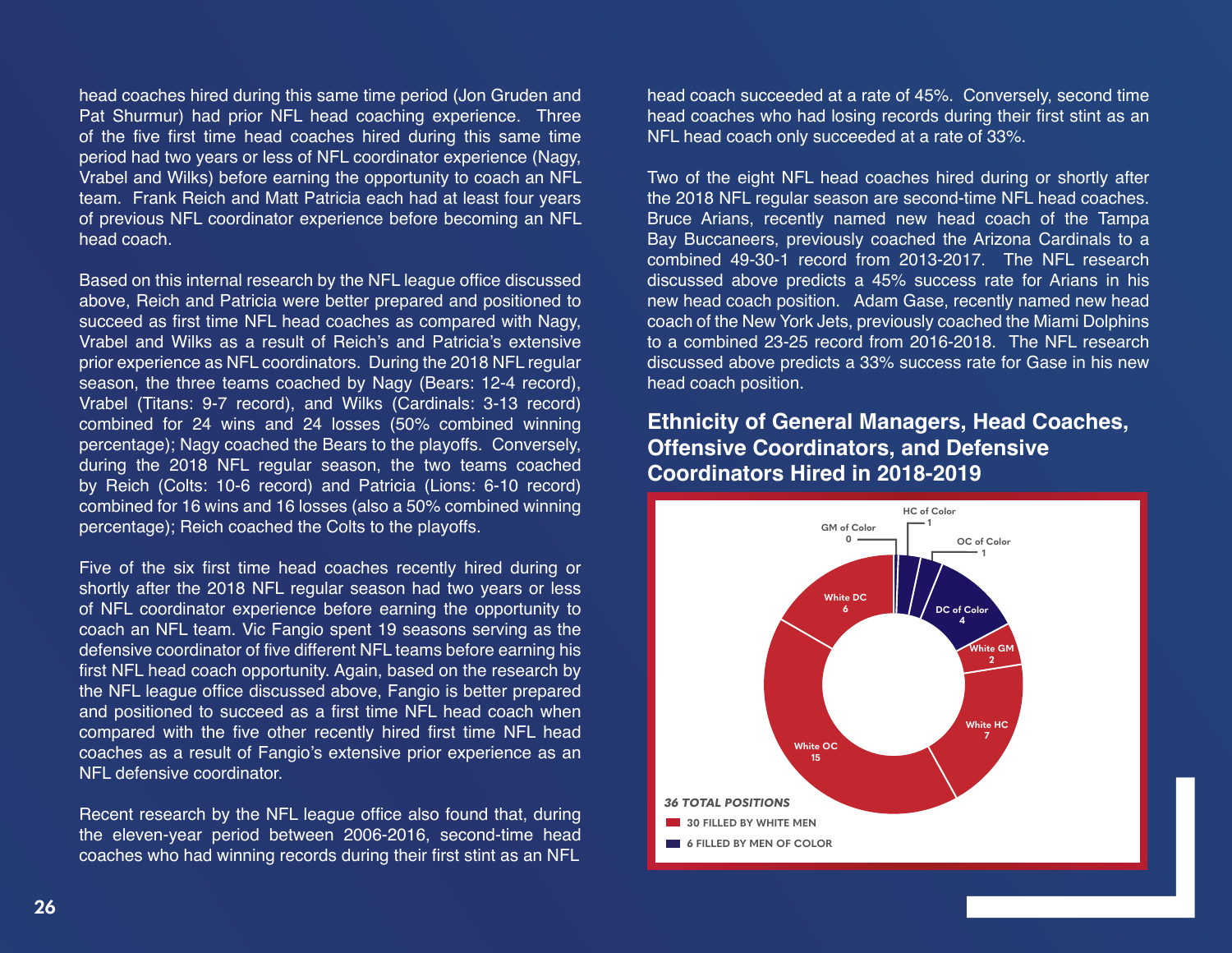head coaches hired during this same time period (Jon Gruden and Pat Shurmur) had prior NFL head coaching experience. Three of the five first time head coaches hired during this same time period had two years or less of NFL coordinator experience (Nagy, Vrabel and Wilks) before earning the opportunity to coach an NFL team. Frank Reich and Matt Patricia each had at least four years of previous NFL coordinator experience before becoming an NFL head coach.

Based on this internal research by the NFL league office discussed above, Reich and Patricia were better prepared and positioned to succeed as first time NFL head coaches as compared with Nagy, Vrabel and Wilks as a result of Reich's and Patricia's extensive prior experience as NFL coordinators. During the 2018 NFL regular season, the three teams coached by Nagy (Bears: 12-4 record), Vrabel (Titans: 9-7 record), and Wilks (Cardinals: 3-13 record) combined for 24 wins and 24 losses (50% combined winning percentage); Nagy coached the Bears to the playoffs. Conversely, during the 2018 NFL regular season, the two teams coached by Reich (Colts: 10-6 record) and Patricia (Lions: 6-10 record) combined for 16 wins and 16 losses (also a 50% combined winning percentage); Reich coached the Colts to the playoffs.

Five of the six first time head coaches recently hired during or shortly after the 2018 NFL regular season had two years or less of NFL coordinator experience before earning the opportunity to coach an NFL team. Vic Fangio spent 19 seasons serving as the defensive coordinator of five different NFL teams before earning his first NFL head coach opportunity. Again, based on the research by the NFL league office discussed above, Fangio is better prepared and positioned to succeed as a first time NFL head coach when compared with the five other recently hired first time NFL head coaches as a result of Fangio's extensive prior experience as an NFL defensive coordinator.

Recent research by the NFL league office also found that, during the eleven-year period between 2006-2016, second-time head coaches who had winning records during their first stint as an NFL head coach succeeded at a rate of 45%. Conversely, second time head coaches who had losing records during their first stint as an NFL head coach only succeeded at a rate of 33%.

Two of the eight NFL head coaches hired during or shortly after the 2018 NFL regular season are second-time NFL head coaches. Bruce Arians, recently named new head coach of the Tampa Bay Buccaneers, previously coached the Arizona Cardinals to a combined 49-30-1 record from 2013-2017. The NFL research discussed above predicts a 45% success rate for Arians in his new head coach position. Adam Gase, recently named new head coach of the New York Jets, previously coached the Miami Dolphins to a combined 23-25 record from 2016-2018. The NFL research discussed above predicts a 33% success rate for Gase in his new head coach position.

## Ethnicity of General Managers, Head Coaches, Offensive Coordinators, and Defensive Coordinators Hired in 2018-2019

| Position | Count |
|---|---|
| GM of Color | 0 |
| HC of Color | 1 |
| OC of Color | 1 |
| DC of Color | 4 |
| White GM | 2 |
| White HC | 7 |
| White OC | 15 |
| White DC | 6 |

***36 TOTAL POSITIONS***

- 30 FILLED BY WHITE MEN
- 6 FILLED BY MEN OF COLOR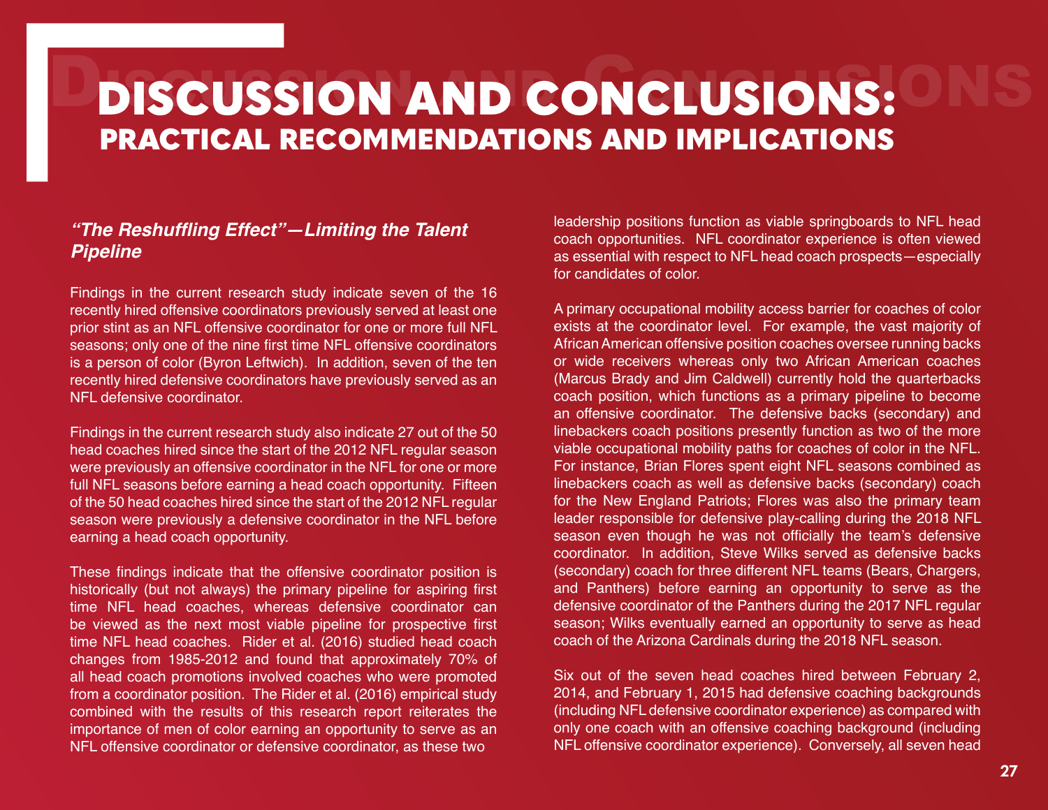# DISCUSSION AND CONCLUSIONS:
## PRACTICAL RECOMMENDATIONS AND IMPLICATIONS

### *"The Reshuffling Effect"—Limiting the Talent Pipeline*

Findings in the current research study indicate seven of the 16 recently hired offensive coordinators previously served at least one prior stint as an NFL offensive coordinator for one or more full NFL seasons; only one of the nine first time NFL offensive coordinators is a person of color (Byron Leftwich). In addition, seven of the ten recently hired defensive coordinators have previously served as an NFL defensive coordinator.

Findings in the current research study also indicate 27 out of the 50 head coaches hired since the start of the 2012 NFL regular season were previously an offensive coordinator in the NFL for one or more full NFL seasons before earning a head coach opportunity. Fifteen of the 50 head coaches hired since the start of the 2012 NFL regular season were previously a defensive coordinator in the NFL before earning a head coach opportunity.

These findings indicate that the offensive coordinator position is historically (but not always) the primary pipeline for aspiring first time NFL head coaches, whereas defensive coordinator can be viewed as the next most viable pipeline for prospective first time NFL head coaches. Rider et al. (2016) studied head coach changes from 1985-2012 and found that approximately 70% of all head coach promotions involved coaches who were promoted from a coordinator position. The Rider et al. (2016) empirical study combined with the results of this research report reiterates the importance of men of color earning an opportunity to serve as an NFL offensive coordinator or defensive coordinator, as these two leadership positions function as viable springboards to NFL head coach opportunities. NFL coordinator experience is often viewed as essential with respect to NFL head coach prospects—especially for candidates of color.

A primary occupational mobility access barrier for coaches of color exists at the coordinator level. For example, the vast majority of African American offensive position coaches oversee running backs or wide receivers whereas only two African American coaches (Marcus Brady and Jim Caldwell) currently hold the quarterbacks coach position, which functions as a primary pipeline to become an offensive coordinator. The defensive backs (secondary) and linebackers coach positions presently function as two of the more viable occupational mobility paths for coaches of color in the NFL. For instance, Brian Flores spent eight NFL seasons combined as linebackers coach as well as defensive backs (secondary) coach for the New England Patriots; Flores was also the primary team leader responsible for defensive play-calling during the 2018 NFL season even though he was not officially the team's defensive coordinator. In addition, Steve Wilks served as defensive backs (secondary) coach for three different NFL teams (Bears, Chargers, and Panthers) before earning an opportunity to serve as the defensive coordinator of the Panthers during the 2017 NFL regular season; Wilks eventually earned an opportunity to serve as head coach of the Arizona Cardinals during the 2018 NFL season.

Six out of the seven head coaches hired between February 2, 2014, and February 1, 2015 had defensive coaching backgrounds (including NFL defensive coordinator experience) as compared with only one coach with an offensive coaching background (including NFL offensive coordinator experience). Conversely, all seven head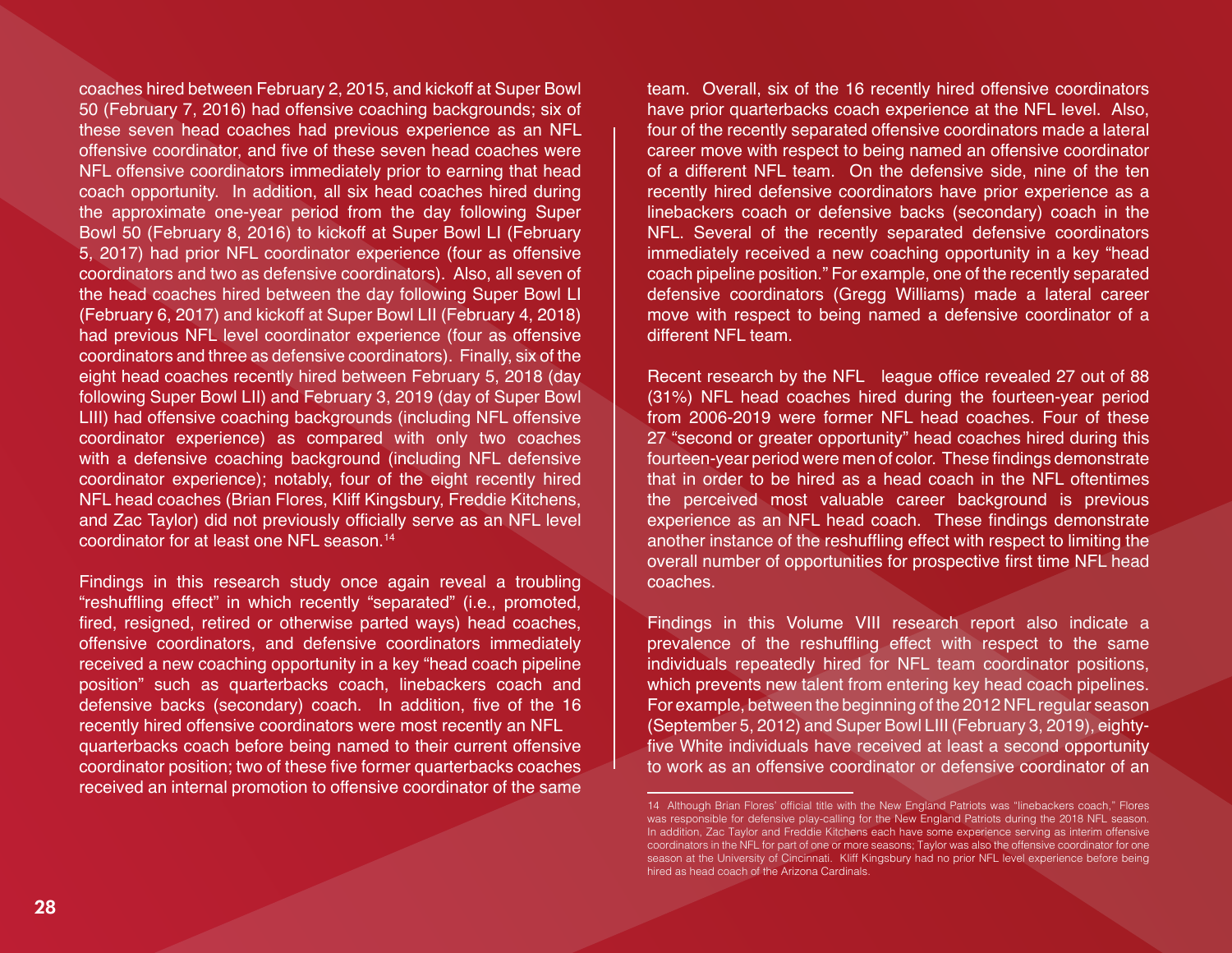coaches hired between February 2, 2015, and kickoff at Super Bowl 50 (February 7, 2016) had offensive coaching backgrounds; six of these seven head coaches had previous experience as an NFL offensive coordinator, and five of these seven head coaches were NFL offensive coordinators immediately prior to earning that head coach opportunity. In addition, all six head coaches hired during the approximate one-year period from the day following Super Bowl 50 (February 8, 2016) to kickoff at Super Bowl LI (February 5, 2017) had prior NFL coordinator experience (four as offensive coordinators and two as defensive coordinators). Also, all seven of the head coaches hired between the day following Super Bowl LI (February 6, 2017) and kickoff at Super Bowl LII (February 4, 2018) had previous NFL level coordinator experience (four as offensive coordinators and three as defensive coordinators). Finally, six of the eight head coaches recently hired between February 5, 2018 (day following Super Bowl LII) and February 3, 2019 (day of Super Bowl LIII) had offensive coaching backgrounds (including NFL offensive coordinator experience) as compared with only two coaches with a defensive coaching background (including NFL defensive coordinator experience); notably, four of the eight recently hired NFL head coaches (Brian Flores, Kliff Kingsbury, Freddie Kitchens, and Zac Taylor) did not previously officially serve as an NFL level coordinator for at least one NFL season.[14]

Findings in this research study once again reveal a troubling "reshuffling effect" in which recently "separated" (i.e., promoted, fired, resigned, retired or otherwise parted ways) head coaches, offensive coordinators, and defensive coordinators immediately received a new coaching opportunity in a key "head coach pipeline position" such as quarterbacks coach, linebackers coach and defensive backs (secondary) coach. In addition, five of the 16 recently hired offensive coordinators were most recently an NFL quarterbacks coach before being named to their current offensive coordinator position; two of these five former quarterbacks coaches received an internal promotion to offensive coordinator of the same team. Overall, six of the 16 recently hired offensive coordinators have prior quarterbacks coach experience at the NFL level. Also, four of the recently separated offensive coordinators made a lateral career move with respect to being named an offensive coordinator of a different NFL team. On the defensive side, nine of the ten recently hired defensive coordinators have prior experience as a linebackers coach or defensive backs (secondary) coach in the NFL. Several of the recently separated defensive coordinators immediately received a new coaching opportunity in a key "head coach pipeline position." For example, one of the recently separated defensive coordinators (Gregg Williams) made a lateral career move with respect to being named a defensive coordinator of a different NFL team.

Recent research by the NFL league office revealed 27 out of 88 (31%) NFL head coaches hired during the fourteen-year period from 2006-2019 were former NFL head coaches. Four of these 27 "second or greater opportunity" head coaches hired during this fourteen-year period were men of color. These findings demonstrate that in order to be hired as a head coach in the NFL oftentimes the perceived most valuable career background is previous experience as an NFL head coach. These findings demonstrate another instance of the reshuffling effect with respect to limiting the overall number of opportunities for prospective first time NFL head coaches.

Findings in this Volume VIII research report also indicate a prevalence of the reshuffling effect with respect to the same individuals repeatedly hired for NFL team coordinator positions, which prevents new talent from entering key head coach pipelines. For example, between the beginning of the 2012 NFL regular season (September 5, 2012) and Super Bowl LIII (February 3, 2019), eighty-five White individuals have received at least a second opportunity to work as an offensive coordinator or defensive coordinator of an

---

14 Although Brian Flores' official title with the New England Patriots was "linebackers coach," Flores was responsible for defensive play-calling for the New England Patriots during the 2018 NFL season. In addition, Zac Taylor and Freddie Kitchens each have some experience serving as interim offensive coordinators in the NFL for part of one or more seasons; Taylor was also the offensive coordinator for one season at the University of Cincinnati. Kliff Kingsbury had no prior NFL level experience before being hired as head coach of the Arizona Cardinals.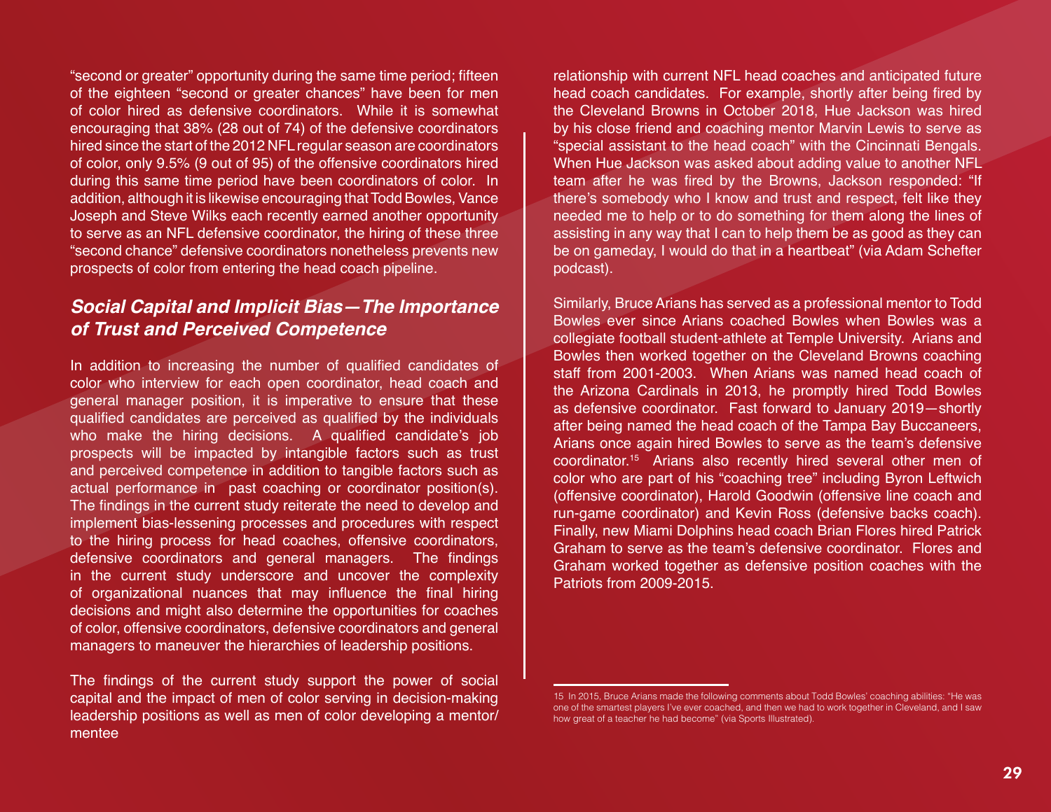"second or greater" opportunity during the same time period; fifteen of the eighteen "second or greater chances" have been for men of color hired as defensive coordinators. While it is somewhat encouraging that 38% (28 out of 74) of the defensive coordinators hired since the start of the 2012 NFL regular season are coordinators of color, only 9.5% (9 out of 95) of the offensive coordinators hired during this same time period have been coordinators of color. In addition, although it is likewise encouraging that Todd Bowles, Vance Joseph and Steve Wilks each recently earned another opportunity to serve as an NFL defensive coordinator, the hiring of these three "second chance" defensive coordinators nonetheless prevents new prospects of color from entering the head coach pipeline.

### *Social Capital and Implicit Bias—The Importance of Trust and Perceived Competence*

In addition to increasing the number of qualified candidates of color who interview for each open coordinator, head coach and general manager position, it is imperative to ensure that these qualified candidates are perceived as qualified by the individuals who make the hiring decisions. A qualified candidate's job prospects will be impacted by intangible factors such as trust and perceived competence in addition to tangible factors such as actual performance in past coaching or coordinator position(s). The findings in the current study reiterate the need to develop and implement bias-lessening processes and procedures with respect to the hiring process for head coaches, offensive coordinators, defensive coordinators and general managers. The findings in the current study underscore and uncover the complexity of organizational nuances that may influence the final hiring decisions and might also determine the opportunities for coaches of color, offensive coordinators, defensive coordinators and general managers to maneuver the hierarchies of leadership positions.

The findings of the current study support the power of social capital and the impact of men of color serving in decision-making leadership positions as well as men of color developing a mentor/mentee relationship with current NFL head coaches and anticipated future head coach candidates. For example, shortly after being fired by the Cleveland Browns in October 2018, Hue Jackson was hired by his close friend and coaching mentor Marvin Lewis to serve as "special assistant to the head coach" with the Cincinnati Bengals. When Hue Jackson was asked about adding value to another NFL team after he was fired by the Browns, Jackson responded: "If there's somebody who I know and trust and respect, felt like they needed me to help or to do something for them along the lines of assisting in any way that I can to help them be as good as they can be on gameday, I would do that in a heartbeat" (via Adam Schefter podcast).

Similarly, Bruce Arians has served as a professional mentor to Todd Bowles ever since Arians coached Bowles when Bowles was a collegiate football student-athlete at Temple University. Arians and Bowles then worked together on the Cleveland Browns coaching staff from 2001-2003. When Arians was named head coach of the Arizona Cardinals in 2013, he promptly hired Todd Bowles as defensive coordinator. Fast forward to January 2019—shortly after being named the head coach of the Tampa Bay Buccaneers, Arians once again hired Bowles to serve as the team's defensive coordinator.[15] Arians also recently hired several other men of color who are part of his "coaching tree" including Byron Leftwich (offensive coordinator), Harold Goodwin (offensive line coach and run-game coordinator) and Kevin Ross (defensive backs coach). Finally, new Miami Dolphins head coach Brian Flores hired Patrick Graham to serve as the team's defensive coordinator. Flores and Graham worked together as defensive position coaches with the Patriots from 2009-2015.

---

15 In 2015, Bruce Arians made the following comments about Todd Bowles' coaching abilities: "He was one of the smartest players I've ever coached, and then we had to work together in Cleveland, and I saw how great of a teacher he had become" (via Sports Illustrated).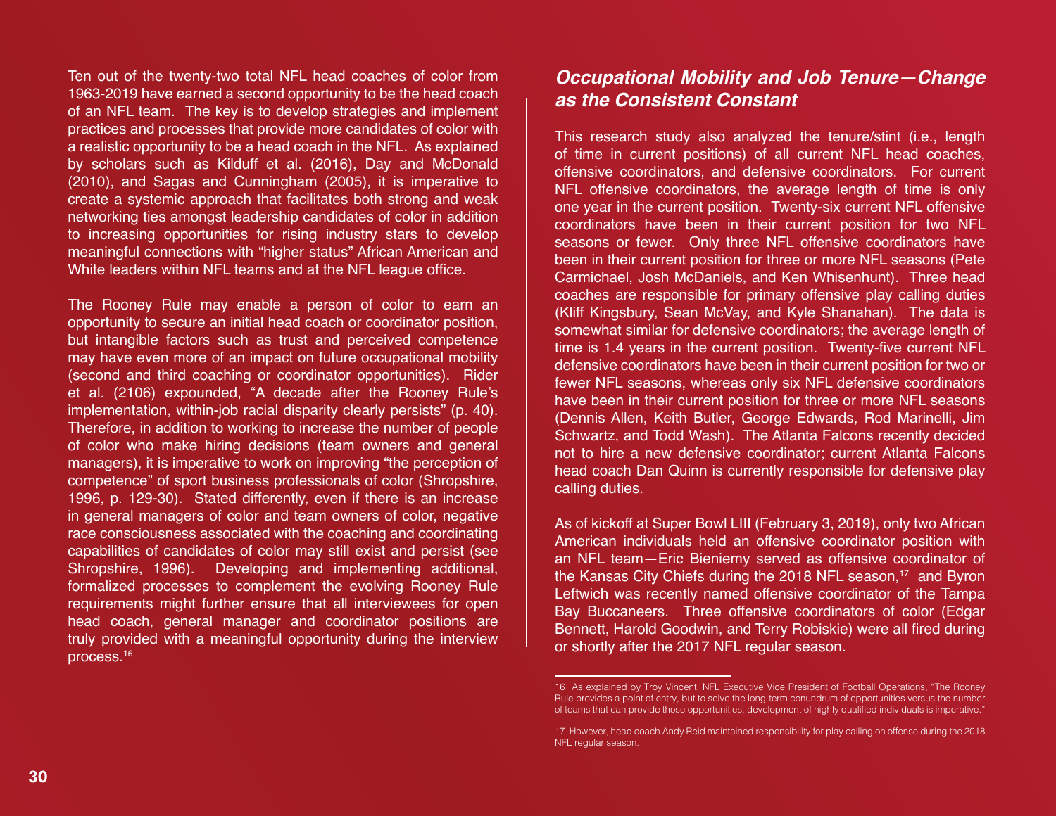Ten out of the twenty-two total NFL head coaches of color from 1963-2019 have earned a second opportunity to be the head coach of an NFL team. The key is to develop strategies and implement practices and processes that provide more candidates of color with a realistic opportunity to be a head coach in the NFL. As explained by scholars such as Kilduff et al. (2016), Day and McDonald (2010), and Sagas and Cunningham (2005), it is imperative to create a systemic approach that facilitates both strong and weak networking ties amongst leadership candidates of color in addition to increasing opportunities for rising industry stars to develop meaningful connections with "higher status" African American and White leaders within NFL teams and at the NFL league office.

The Rooney Rule may enable a person of color to earn an opportunity to secure an initial head coach or coordinator position, but intangible factors such as trust and perceived competence may have even more of an impact on future occupational mobility (second and third coaching or coordinator opportunities). Rider et al. (2106) expounded, "A decade after the Rooney Rule's implementation, within-job racial disparity clearly persists" (p. 40). Therefore, in addition to working to increase the number of people of color who make hiring decisions (team owners and general managers), it is imperative to work on improving "the perception of competence" of sport business professionals of color (Shropshire, 1996, p. 129-30). Stated differently, even if there is an increase in general managers of color and team owners of color, negative race consciousness associated with the coaching and coordinating capabilities of candidates of color may still exist and persist (see Shropshire, 1996). Developing and implementing additional, formalized processes to complement the evolving Rooney Rule requirements might further ensure that all interviewees for open head coach, general manager and coordinator positions are truly provided with a meaningful opportunity during the interview process.[16]

## *Occupational Mobility and Job Tenure—Change as the Consistent Constant*

This research study also analyzed the tenure/stint (i.e., length of time in current positions) of all current NFL head coaches, offensive coordinators, and defensive coordinators. For current NFL offensive coordinators, the average length of time is only one year in the current position. Twenty-six current NFL offensive coordinators have been in their current position for two NFL seasons or fewer. Only three NFL offensive coordinators have been in their current position for three or more NFL seasons (Pete Carmichael, Josh McDaniels, and Ken Whisenhunt). Three head coaches are responsible for primary offensive play calling duties (Kliff Kingsbury, Sean McVay, and Kyle Shanahan). The data is somewhat similar for defensive coordinators; the average length of time is 1.4 years in the current position. Twenty-five current NFL defensive coordinators have been in their current position for two or fewer NFL seasons, whereas only six NFL defensive coordinators have been in their current position for three or more NFL seasons (Dennis Allen, Keith Butler, George Edwards, Rod Marinelli, Jim Schwartz, and Todd Wash). The Atlanta Falcons recently decided not to hire a new defensive coordinator; current Atlanta Falcons head coach Dan Quinn is currently responsible for defensive play calling duties.

As of kickoff at Super Bowl LIII (February 3, 2019), only two African American individuals held an offensive coordinator position with an NFL team—Eric Bieniemy served as offensive coordinator of the Kansas City Chiefs during the 2018 NFL season,[17] and Byron Leftwich was recently named offensive coordinator of the Tampa Bay Buccaneers. Three offensive coordinators of color (Edgar Bennett, Harold Goodwin, and Terry Robiskie) were all fired during or shortly after the 2017 NFL regular season.

---

16 As explained by Troy Vincent, NFL Executive Vice President of Football Operations, "The Rooney Rule provides a point of entry, but to solve the long-term conundrum of opportunities versus the number of teams that can provide those opportunities, development of highly qualified individuals is imperative."

17 However, head coach Andy Reid maintained responsibility for play calling on offense during the 2018 NFL regular season.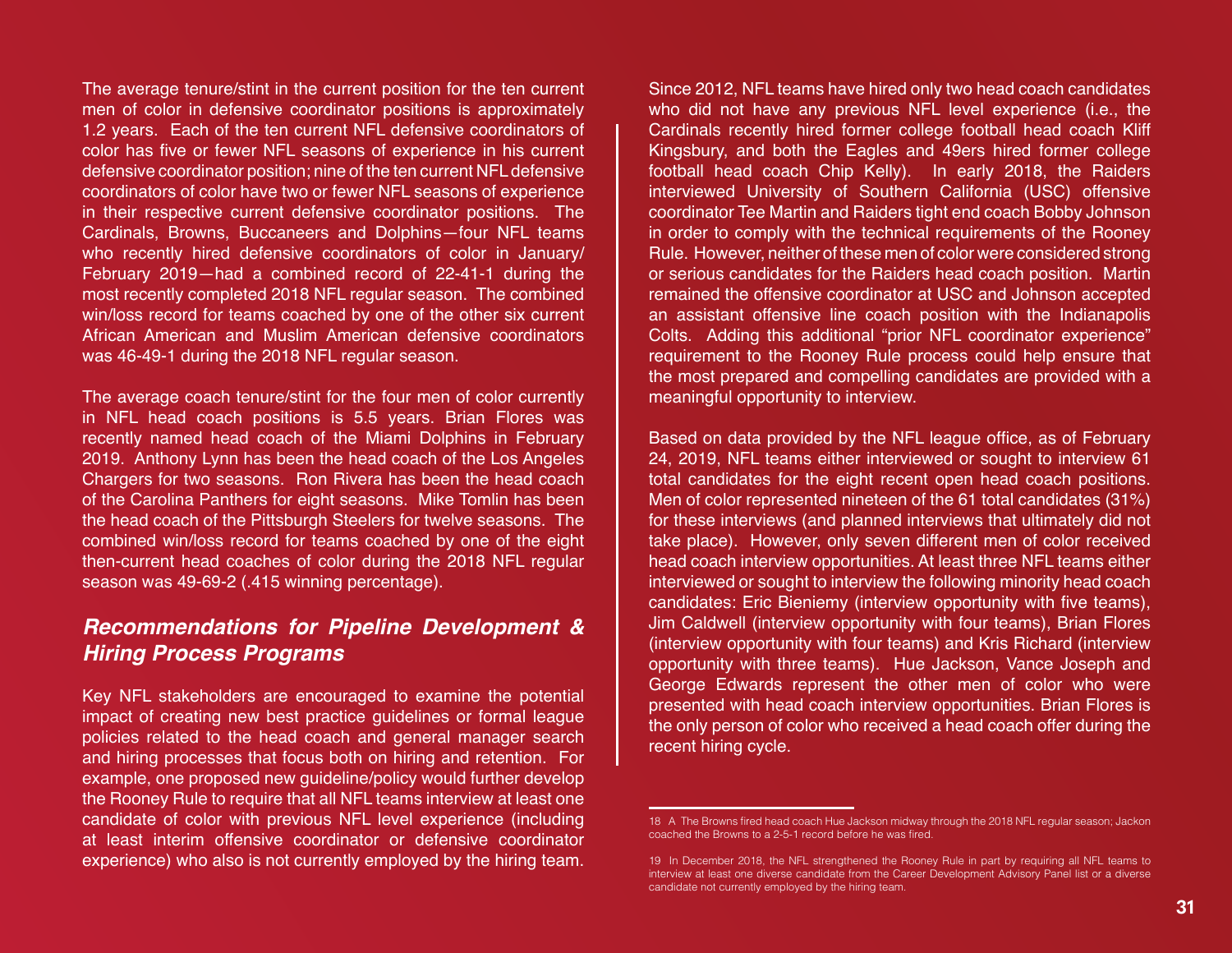The average tenure/stint in the current position for the ten current men of color in defensive coordinator positions is approximately 1.2 years. Each of the ten current NFL defensive coordinators of color has five or fewer NFL seasons of experience in his current defensive coordinator position; nine of the ten current NFL defensive coordinators of color have two or fewer NFL seasons of experience in their respective current defensive coordinator positions. The Cardinals, Browns, Buccaneers and Dolphins—four NFL teams who recently hired defensive coordinators of color in January/ February 2019—had a combined record of 22-41-1 during the most recently completed 2018 NFL regular season. The combined win/loss record for teams coached by one of the other six current African American and Muslim American defensive coordinators was 46-49-1 during the 2018 NFL regular season.

The average coach tenure/stint for the four men of color currently in NFL head coach positions is 5.5 years. Brian Flores was recently named head coach of the Miami Dolphins in February 2019. Anthony Lynn has been the head coach of the Los Angeles Chargers for two seasons. Ron Rivera has been the head coach of the Carolina Panthers for eight seasons. Mike Tomlin has been the head coach of the Pittsburgh Steelers for twelve seasons. The combined win/loss record for teams coached by one of the eight then-current head coaches of color during the 2018 NFL regular season was 49-69-2 (.415 winning percentage).

## *Recommendations for Pipeline Development & Hiring Process Programs*

Key NFL stakeholders are encouraged to examine the potential impact of creating new best practice guidelines or formal league policies related to the head coach and general manager search and hiring processes that focus both on hiring and retention. For example, one proposed new guideline/policy would further develop the Rooney Rule to require that all NFL teams interview at least one candidate of color with previous NFL level experience (including at least interim offensive coordinator or defensive coordinator experience) who also is not currently employed by the hiring team. Since 2012, NFL teams have hired only two head coach candidates who did not have any previous NFL level experience (i.e., the Cardinals recently hired former college football head coach Kliff Kingsbury, and both the Eagles and 49ers hired former college football head coach Chip Kelly). In early 2018, the Raiders interviewed University of Southern California (USC) offensive coordinator Tee Martin and Raiders tight end coach Bobby Johnson in order to comply with the technical requirements of the Rooney Rule. However, neither of these men of color were considered strong or serious candidates for the Raiders head coach position. Martin remained the offensive coordinator at USC and Johnson accepted an assistant offensive line coach position with the Indianapolis Colts. Adding this additional "prior NFL coordinator experience" requirement to the Rooney Rule process could help ensure that the most prepared and compelling candidates are provided with a meaningful opportunity to interview.

Based on data provided by the NFL league office, as of February 24, 2019, NFL teams either interviewed or sought to interview 61 total candidates for the eight recent open head coach positions. Men of color represented nineteen of the 61 total candidates (31%) for these interviews (and planned interviews that ultimately did not take place). However, only seven different men of color received head coach interview opportunities. At least three NFL teams either interviewed or sought to interview the following minority head coach candidates: Eric Bieniemy (interview opportunity with five teams), Jim Caldwell (interview opportunity with four teams), Brian Flores (interview opportunity with four teams) and Kris Richard (interview opportunity with three teams). Hue Jackson, Vance Joseph and George Edwards represent the other men of color who were presented with head coach interview opportunities. Brian Flores is the only person of color who received a head coach offer during the recent hiring cycle.

---

18 A The Browns fired head coach Hue Jackson midway through the 2018 NFL regular season; Jackon coached the Browns to a 2-5-1 record before he was fired.

19 In December 2018, the NFL strengthened the Rooney Rule in part by requiring all NFL teams to interview at least one diverse candidate from the Career Development Advisory Panel list or a diverse candidate not currently employed by the hiring team.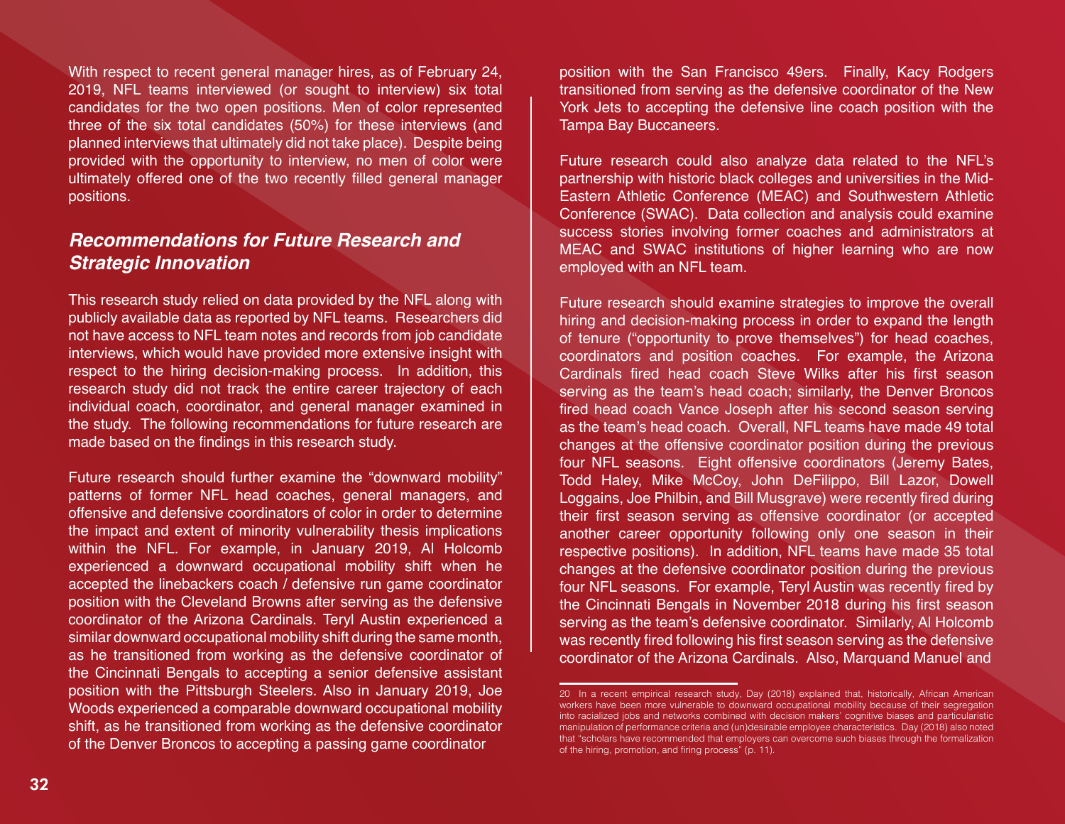With respect to recent general manager hires, as of February 24, 2019, NFL teams interviewed (or sought to interview) six total candidates for the two open positions. Men of color represented three of the six total candidates (50%) for these interviews (and planned interviews that ultimately did not take place). Despite being provided with the opportunity to interview, no men of color were ultimately offered one of the two recently filled general manager positions.

## *Recommendations for Future Research and Strategic Innovation*

This research study relied on data provided by the NFL along with publicly available data as reported by NFL teams. Researchers did not have access to NFL team notes and records from job candidate interviews, which would have provided more extensive insight with respect to the hiring decision-making process. In addition, this research study did not track the entire career trajectory of each individual coach, coordinator, and general manager examined in the study. The following recommendations for future research are made based on the findings in this research study.

Future research should further examine the "downward mobility" patterns of former NFL head coaches, general managers, and offensive and defensive coordinators of color in order to determine the impact and extent of minority vulnerability thesis implications within the NFL. For example, in January 2019, Al Holcomb experienced a downward occupational mobility shift when he accepted the linebackers coach / defensive run game coordinator position with the Cleveland Browns after serving as the defensive coordinator of the Arizona Cardinals. Teryl Austin experienced a similar downward occupational mobility shift during the same month, as he transitioned from working as the defensive coordinator of the Cincinnati Bengals to accepting a senior defensive assistant position with the Pittsburgh Steelers. Also in January 2019, Joe Woods experienced a comparable downward occupational mobility shift, as he transitioned from working as the defensive coordinator of the Denver Broncos to accepting a passing game coordinator position with the San Francisco 49ers. Finally, Kacy Rodgers transitioned from serving as the defensive coordinator of the New York Jets to accepting the defensive line coach position with the Tampa Bay Buccaneers.

Future research could also analyze data related to the NFL's partnership with historic black colleges and universities in the Mid-Eastern Athletic Conference (MEAC) and Southwestern Athletic Conference (SWAC). Data collection and analysis could examine success stories involving former coaches and administrators at MEAC and SWAC institutions of higher learning who are now employed with an NFL team.

Future research should examine strategies to improve the overall hiring and decision-making process in order to expand the length of tenure ("opportunity to prove themselves") for head coaches, coordinators and position coaches. For example, the Arizona Cardinals fired head coach Steve Wilks after his first season serving as the team's head coach; similarly, the Denver Broncos fired head coach Vance Joseph after his second season serving as the team's head coach. Overall, NFL teams have made 49 total changes at the offensive coordinator position during the previous four NFL seasons. Eight offensive coordinators (Jeremy Bates, Todd Haley, Mike McCoy, John DeFilippo, Bill Lazor, Dowell Loggains, Joe Philbin, and Bill Musgrave) were recently fired during their first season serving as offensive coordinator (or accepted another career opportunity following only one season in their respective positions). In addition, NFL teams have made 35 total changes at the defensive coordinator position during the previous four NFL seasons. For example, Teryl Austin was recently fired by the Cincinnati Bengals in November 2018 during his first season serving as the team's defensive coordinator. Similarly, Al Holcomb was recently fired following his first season serving as the defensive coordinator of the Arizona Cardinals. Also, Marquand Manuel and

---

20 In a recent empirical research study, Day (2018) explained that, historically, African American workers have been more vulnerable to downward occupational mobility because of their segregation into racialized jobs and networks combined with decision makers' cognitive biases and particularistic manipulation of performance criteria and (un)desirable employee characteristics. Day (2018) also noted that "scholars have recommended that employers can overcome such biases through the formalization of the hiring, promotion, and firing process" (p. 11).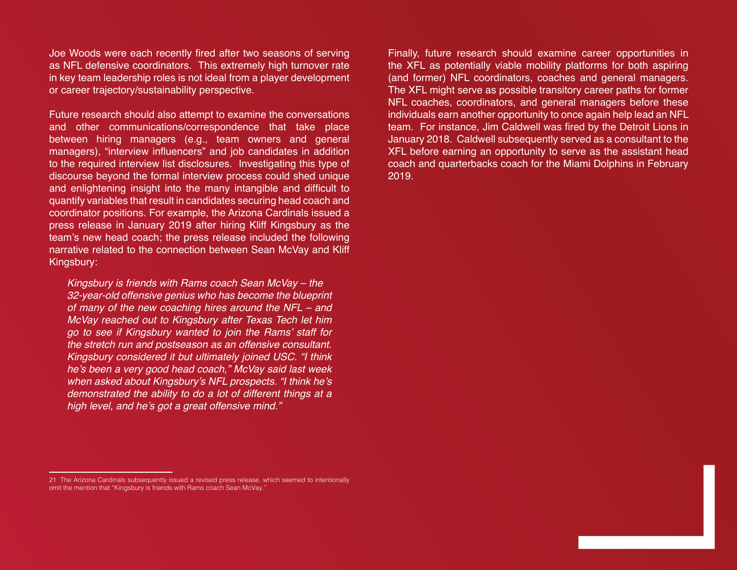Joe Woods were each recently fired after two seasons of serving as NFL defensive coordinators. This extremely high turnover rate in key team leadership roles is not ideal from a player development or career trajectory/sustainability perspective.

Future research should also attempt to examine the conversations and other communications/correspondence that take place between hiring managers (e.g., team owners and general managers), "interview influencers" and job candidates in addition to the required interview list disclosures. Investigating this type of discourse beyond the formal interview process could shed unique and enlightening insight into the many intangible and difficult to quantify variables that result in candidates securing head coach and coordinator positions. For example, the Arizona Cardinals issued a press release in January 2019 after hiring Kliff Kingsbury as the team's new head coach; the press release included the following narrative related to the connection between Sean McVay and Kliff Kingsbury:

> *Kingsbury is friends with Rams coach Sean McVay – the 32-year-old offensive genius who has become the blueprint of many of the new coaching hires around the NFL – and McVay reached out to Kingsbury after Texas Tech let him go to see if Kingsbury wanted to join the Rams' staff for the stretch run and postseason as an offensive consultant. Kingsbury considered it but ultimately joined USC. "I think he's been a very good head coach," McVay said last week when asked about Kingsbury's NFL prospects. "I think he's demonstrated the ability to do a lot of different things at a high level, and he's got a great offensive mind."*

Finally, future research should examine career opportunities in the XFL as potentially viable mobility platforms for both aspiring (and former) NFL coordinators, coaches and general managers. The XFL might serve as possible transitory career paths for former NFL coaches, coordinators, and general managers before these individuals earn another opportunity to once again help lead an NFL team. For instance, Jim Caldwell was fired by the Detroit Lions in January 2018. Caldwell subsequently served as a consultant to the XFL before earning an opportunity to serve as the assistant head coach and quarterbacks coach for the Miami Dolphins in February 2019.

---

21 The Arizona Cardinals subsequently issued a revised press release, which seemed to intentionally omit the mention that "Kingsbury is friends with Rams coach Sean McVay."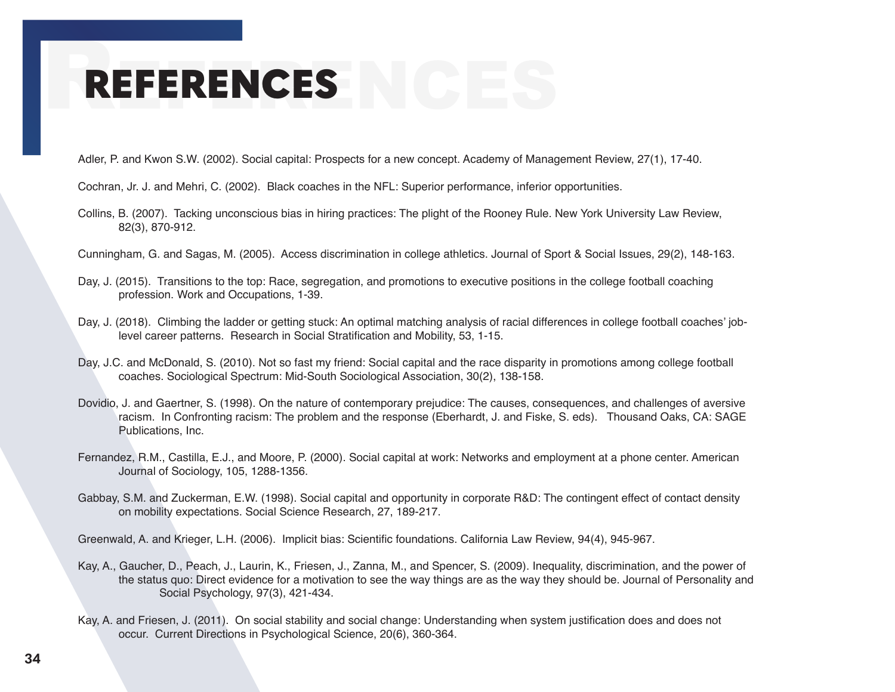# REFERENCES

Adler, P. and Kwon S.W. (2002). Social capital: Prospects for a new concept. Academy of Management Review, 27(1), 17-40.

Cochran, Jr. J. and Mehri, C. (2002). Black coaches in the NFL: Superior performance, inferior opportunities.

Collins, B. (2007). Tacking unconscious bias in hiring practices: The plight of the Rooney Rule. New York University Law Review, 82(3), 870-912.

Cunningham, G. and Sagas, M. (2005). Access discrimination in college athletics. Journal of Sport & Social Issues, 29(2), 148-163.

Day, J. (2015). Transitions to the top: Race, segregation, and promotions to executive positions in the college football coaching profession. Work and Occupations, 1-39.

Day, J. (2018). Climbing the ladder or getting stuck: An optimal matching analysis of racial differences in college football coaches' job-level career patterns. Research in Social Stratification and Mobility, 53, 1-15.

Day, J.C. and McDonald, S. (2010). Not so fast my friend: Social capital and the race disparity in promotions among college football coaches. Sociological Spectrum: Mid-South Sociological Association, 30(2), 138-158.

Dovidio, J. and Gaertner, S. (1998). On the nature of contemporary prejudice: The causes, consequences, and challenges of aversive racism. In Confronting racism: The problem and the response (Eberhardt, J. and Fiske, S. eds). Thousand Oaks, CA: SAGE Publications, Inc.

Fernandez, R.M., Castilla, E.J., and Moore, P. (2000). Social capital at work: Networks and employment at a phone center. American Journal of Sociology, 105, 1288-1356.

Gabbay, S.M. and Zuckerman, E.W. (1998). Social capital and opportunity in corporate R&D: The contingent effect of contact density on mobility expectations. Social Science Research, 27, 189-217.

Greenwald, A. and Krieger, L.H. (2006). Implicit bias: Scientific foundations. California Law Review, 94(4), 945-967.

Kay, A., Gaucher, D., Peach, J., Laurin, K., Friesen, J., Zanna, M., and Spencer, S. (2009). Inequality, discrimination, and the power of the status quo: Direct evidence for a motivation to see the way things are as the way they should be. Journal of Personality and Social Psychology, 97(3), 421-434.

Kay, A. and Friesen, J. (2011). On social stability and social change: Understanding when system justification does and does not occur. Current Directions in Psychological Science, 20(6), 360-364.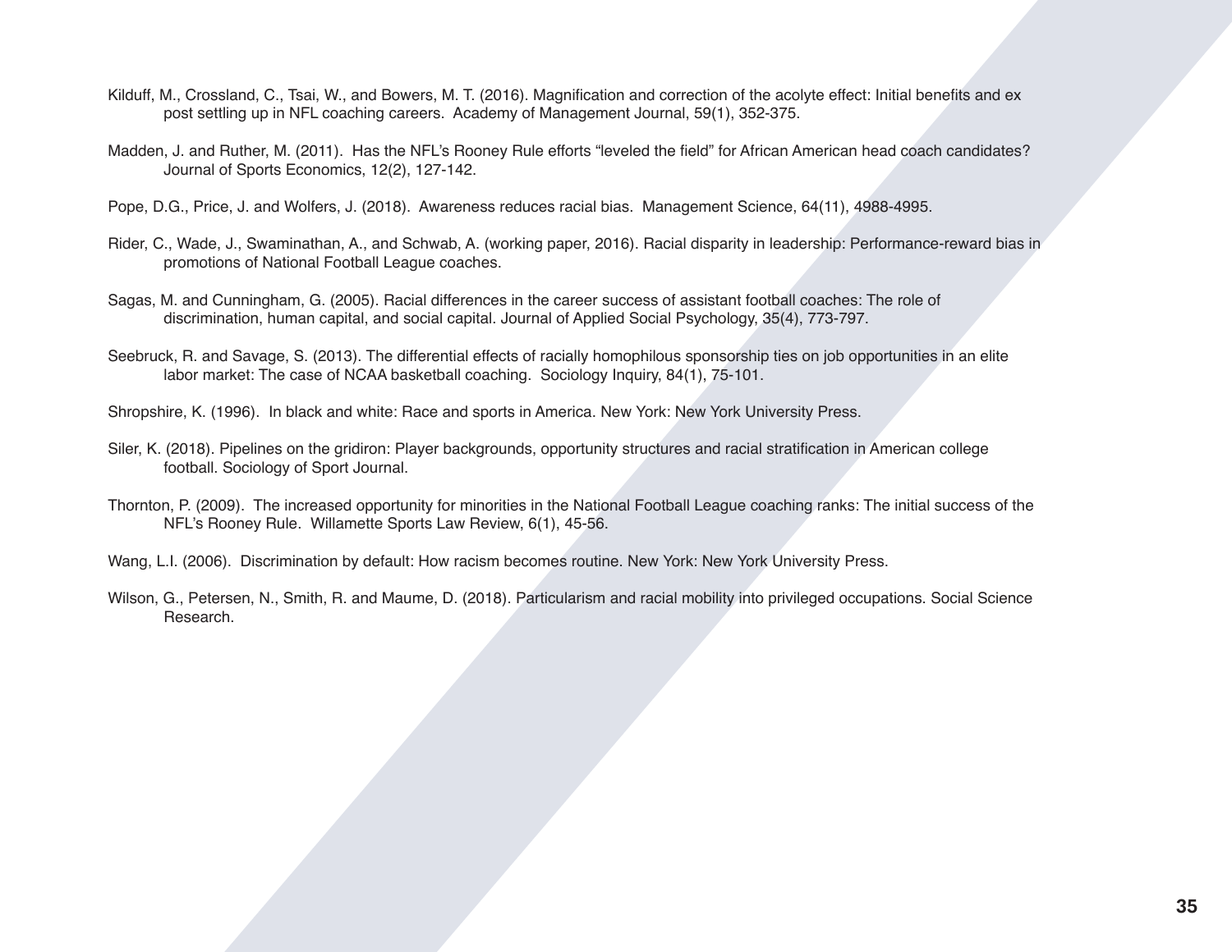Kilduff, M., Crossland, C., Tsai, W., and Bowers, M. T. (2016). Magnification and correction of the acolyte effect: Initial benefits and ex post settling up in NFL coaching careers. Academy of Management Journal, 59(1), 352-375.

Madden, J. and Ruther, M. (2011). Has the NFL's Rooney Rule efforts "leveled the field" for African American head coach candidates? Journal of Sports Economics, 12(2), 127-142.

Pope, D.G., Price, J. and Wolfers, J. (2018). Awareness reduces racial bias. Management Science, 64(11), 4988-4995.

Rider, C., Wade, J., Swaminathan, A., and Schwab, A. (working paper, 2016). Racial disparity in leadership: Performance-reward bias in promotions of National Football League coaches.

Sagas, M. and Cunningham, G. (2005). Racial differences in the career success of assistant football coaches: The role of discrimination, human capital, and social capital. Journal of Applied Social Psychology, 35(4), 773-797.

Seebruck, R. and Savage, S. (2013). The differential effects of racially homophilous sponsorship ties on job opportunities in an elite labor market: The case of NCAA basketball coaching. Sociology Inquiry, 84(1), 75-101.

Shropshire, K. (1996). In black and white: Race and sports in America. New York: New York University Press.

Siler, K. (2018). Pipelines on the gridiron: Player backgrounds, opportunity structures and racial stratification in American college football. Sociology of Sport Journal.

Thornton, P. (2009). The increased opportunity for minorities in the National Football League coaching ranks: The initial success of the NFL's Rooney Rule. Willamette Sports Law Review, 6(1), 45-56.

Wang, L.I. (2006). Discrimination by default: How racism becomes routine. New York: New York University Press.

Wilson, G., Petersen, N., Smith, R. and Maume, D. (2018). Particularism and racial mobility into privileged occupations. Social Science Research.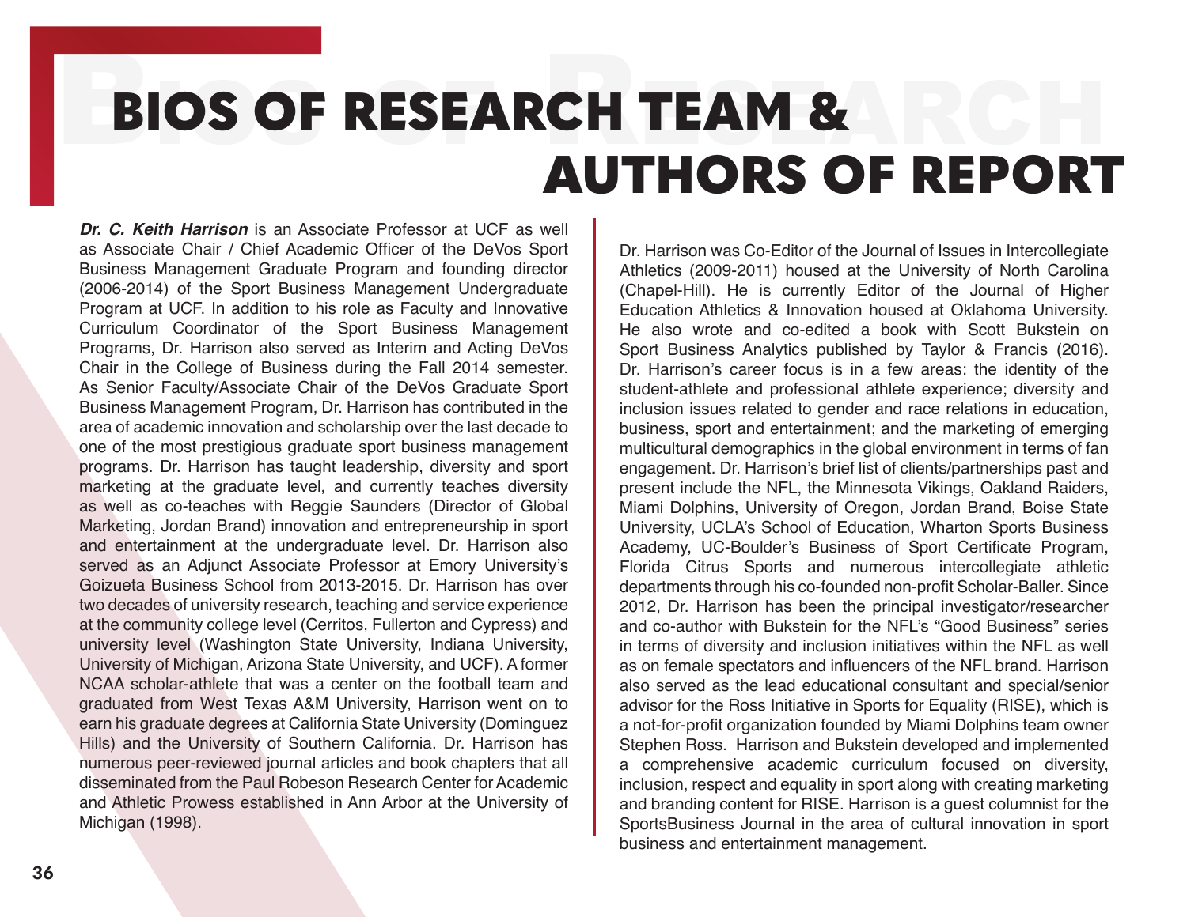# BIOS OF RESEARCH TEAM & AUTHORS OF REPORT

***Dr. C. Keith Harrison*** is an Associate Professor at UCF as well as Associate Chair / Chief Academic Officer of the DeVos Sport Business Management Graduate Program and founding director (2006-2014) of the Sport Business Management Undergraduate Program at UCF. In addition to his role as Faculty and Innovative Curriculum Coordinator of the Sport Business Management Programs, Dr. Harrison also served as Interim and Acting DeVos Chair in the College of Business during the Fall 2014 semester. As Senior Faculty/Associate Chair of the DeVos Graduate Sport Business Management Program, Dr. Harrison has contributed in the area of academic innovation and scholarship over the last decade to one of the most prestigious graduate sport business management programs. Dr. Harrison has taught leadership, diversity and sport marketing at the graduate level, and currently teaches diversity as well as co-teaches with Reggie Saunders (Director of Global Marketing, Jordan Brand) innovation and entrepreneurship in sport and entertainment at the undergraduate level. Dr. Harrison also served as an Adjunct Associate Professor at Emory University's Goizueta Business School from 2013-2015. Dr. Harrison has over two decades of university research, teaching and service experience at the community college level (Cerritos, Fullerton and Cypress) and university level (Washington State University, Indiana University, University of Michigan, Arizona State University, and UCF). A former NCAA scholar-athlete that was a center on the football team and graduated from West Texas A&M University, Harrison went on to earn his graduate degrees at California State University (Dominguez Hills) and the University of Southern California. Dr. Harrison has numerous peer-reviewed journal articles and book chapters that all disseminated from the Paul Robeson Research Center for Academic and Athletic Prowess established in Ann Arbor at the University of Michigan (1998).

Dr. Harrison was Co-Editor of the Journal of Issues in Intercollegiate Athletics (2009-2011) housed at the University of North Carolina (Chapel-Hill). He is currently Editor of the Journal of Higher Education Athletics & Innovation housed at Oklahoma University. He also wrote and co-edited a book with Scott Bukstein on Sport Business Analytics published by Taylor & Francis (2016). Dr. Harrison's career focus is in a few areas: the identity of the student-athlete and professional athlete experience; diversity and inclusion issues related to gender and race relations in education, business, sport and entertainment; and the marketing of emerging multicultural demographics in the global environment in terms of fan engagement. Dr. Harrison's brief list of clients/partnerships past and present include the NFL, the Minnesota Vikings, Oakland Raiders, Miami Dolphins, University of Oregon, Jordan Brand, Boise State University, UCLA's School of Education, Wharton Sports Business Academy, UC-Boulder's Business of Sport Certificate Program, Florida Citrus Sports and numerous intercollegiate athletic departments through his co-founded non-profit Scholar-Baller. Since 2012, Dr. Harrison has been the principal investigator/researcher and co-author with Bukstein for the NFL's "Good Business" series in terms of diversity and inclusion initiatives within the NFL as well as on female spectators and influencers of the NFL brand. Harrison also served as the lead educational consultant and special/senior advisor for the Ross Initiative in Sports for Equality (RISE), which is a not-for-profit organization founded by Miami Dolphins team owner Stephen Ross. Harrison and Bukstein developed and implemented a comprehensive academic curriculum focused on diversity, inclusion, respect and equality in sport along with creating marketing and branding content for RISE. Harrison is a guest columnist for the SportsBusiness Journal in the area of cultural innovation in sport business and entertainment management.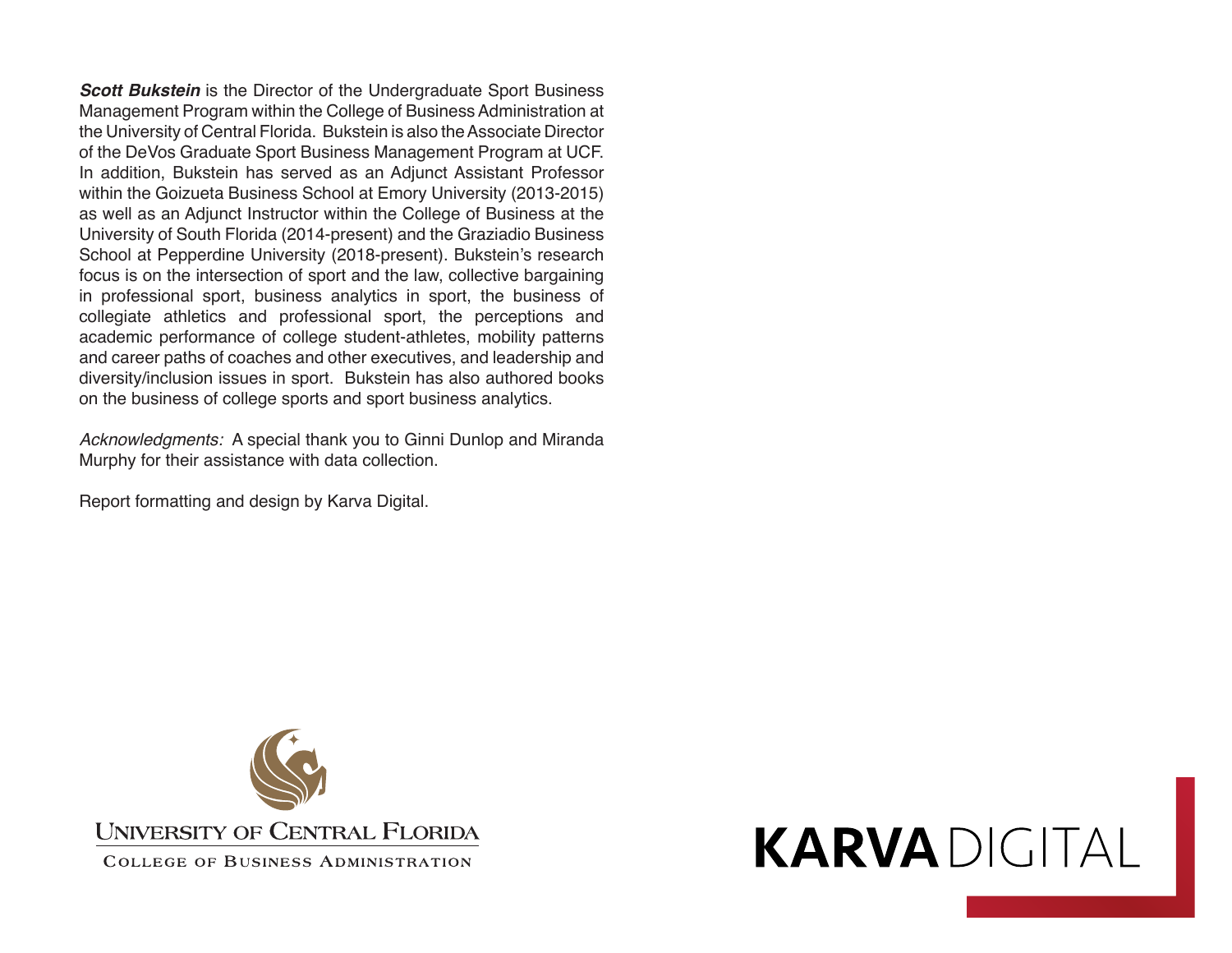***Scott Bukstein*** is the Director of the Undergraduate Sport Business Management Program within the College of Business Administration at the University of Central Florida. Bukstein is also the Associate Director of the DeVos Graduate Sport Business Management Program at UCF. In addition, Bukstein has served as an Adjunct Assistant Professor within the Goizueta Business School at Emory University (2013-2015) as well as an Adjunct Instructor within the College of Business at the University of South Florida (2014-present) and the Graziadio Business School at Pepperdine University (2018-present). Bukstein's research focus is on the intersection of sport and the law, collective bargaining in professional sport, business analytics in sport, the business of collegiate athletics and professional sport, the perceptions and academic performance of college student-athletes, mobility patterns and career paths of coaches and other executives, and leadership and diversity/inclusion issues in sport. Bukstein has also authored books on the business of college sports and sport business analytics.

*Acknowledgments:* A special thank you to Ginni Dunlop and Miranda Murphy for their assistance with data collection.

Report formatting and design by Karva Digital.

University of Central Florida
College of Business Administration

KARVA DIGITAL